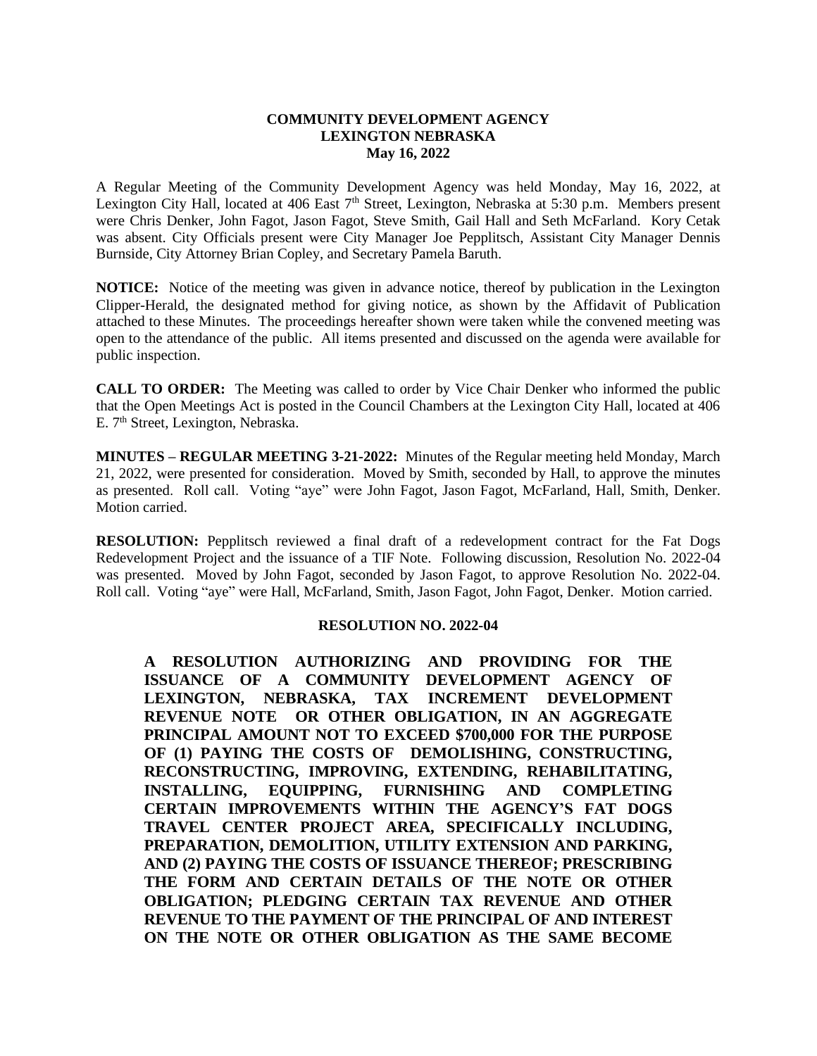**COMMUNITY DEVELOPMENT AGENCY**
**LEXINGTON NEBRASKA**
**May 16, 2022**

A Regular Meeting of the Community Development Agency was held Monday, May 16, 2022, at Lexington City Hall, located at 406 East 7th Street, Lexington, Nebraska at 5:30 p.m. Members present were Chris Denker, John Fagot, Jason Fagot, Steve Smith, Gail Hall and Seth McFarland. Kory Cetak was absent. City Officials present were City Manager Joe Pepplitsch, Assistant City Manager Dennis Burnside, City Attorney Brian Copley, and Secretary Pamela Baruth.

**NOTICE:** Notice of the meeting was given in advance notice, thereof by publication in the Lexington Clipper-Herald, the designated method for giving notice, as shown by the Affidavit of Publication attached to these Minutes. The proceedings hereafter shown were taken while the convened meeting was open to the attendance of the public. All items presented and discussed on the agenda were available for public inspection.

**CALL TO ORDER:** The Meeting was called to order by Vice Chair Denker who informed the public that the Open Meetings Act is posted in the Council Chambers at the Lexington City Hall, located at 406 E. 7th Street, Lexington, Nebraska.

**MINUTES – REGULAR MEETING 3-21-2022:** Minutes of the Regular meeting held Monday, March 21, 2022, were presented for consideration. Moved by Smith, seconded by Hall, to approve the minutes as presented. Roll call. Voting "aye" were John Fagot, Jason Fagot, McFarland, Hall, Smith, Denker. Motion carried.

**RESOLUTION:** Pepplitsch reviewed a final draft of a redevelopment contract for the Fat Dogs Redevelopment Project and the issuance of a TIF Note. Following discussion, Resolution No. 2022-04 was presented. Moved by John Fagot, seconded by Jason Fagot, to approve Resolution No. 2022-04. Roll call. Voting "aye" were Hall, McFarland, Smith, Jason Fagot, John Fagot, Denker. Motion carried.

**RESOLUTION NO. 2022-04**

**A RESOLUTION AUTHORIZING AND PROVIDING FOR THE ISSUANCE OF A COMMUNITY DEVELOPMENT AGENCY OF LEXINGTON, NEBRASKA, TAX INCREMENT DEVELOPMENT REVENUE NOTE OR OTHER OBLIGATION, IN AN AGGREGATE PRINCIPAL AMOUNT NOT TO EXCEED $700,000 FOR THE PURPOSE OF (1) PAYING THE COSTS OF DEMOLISHING, CONSTRUCTING, RECONSTRUCTING, IMPROVING, EXTENDING, REHABILITATING, INSTALLING, EQUIPPING, FURNISHING AND COMPLETING CERTAIN IMPROVEMENTS WITHIN THE AGENCY'S FAT DOGS TRAVEL CENTER PROJECT AREA, SPECIFICALLY INCLUDING, PREPARATION, DEMOLITION, UTILITY EXTENSION AND PARKING, AND (2) PAYING THE COSTS OF ISSUANCE THEREOF; PRESCRIBING THE FORM AND CERTAIN DETAILS OF THE NOTE OR OTHER OBLIGATION; PLEDGING CERTAIN TAX REVENUE AND OTHER REVENUE TO THE PAYMENT OF THE PRINCIPAL OF AND INTEREST ON THE NOTE OR OTHER OBLIGATION AS THE SAME BECOME**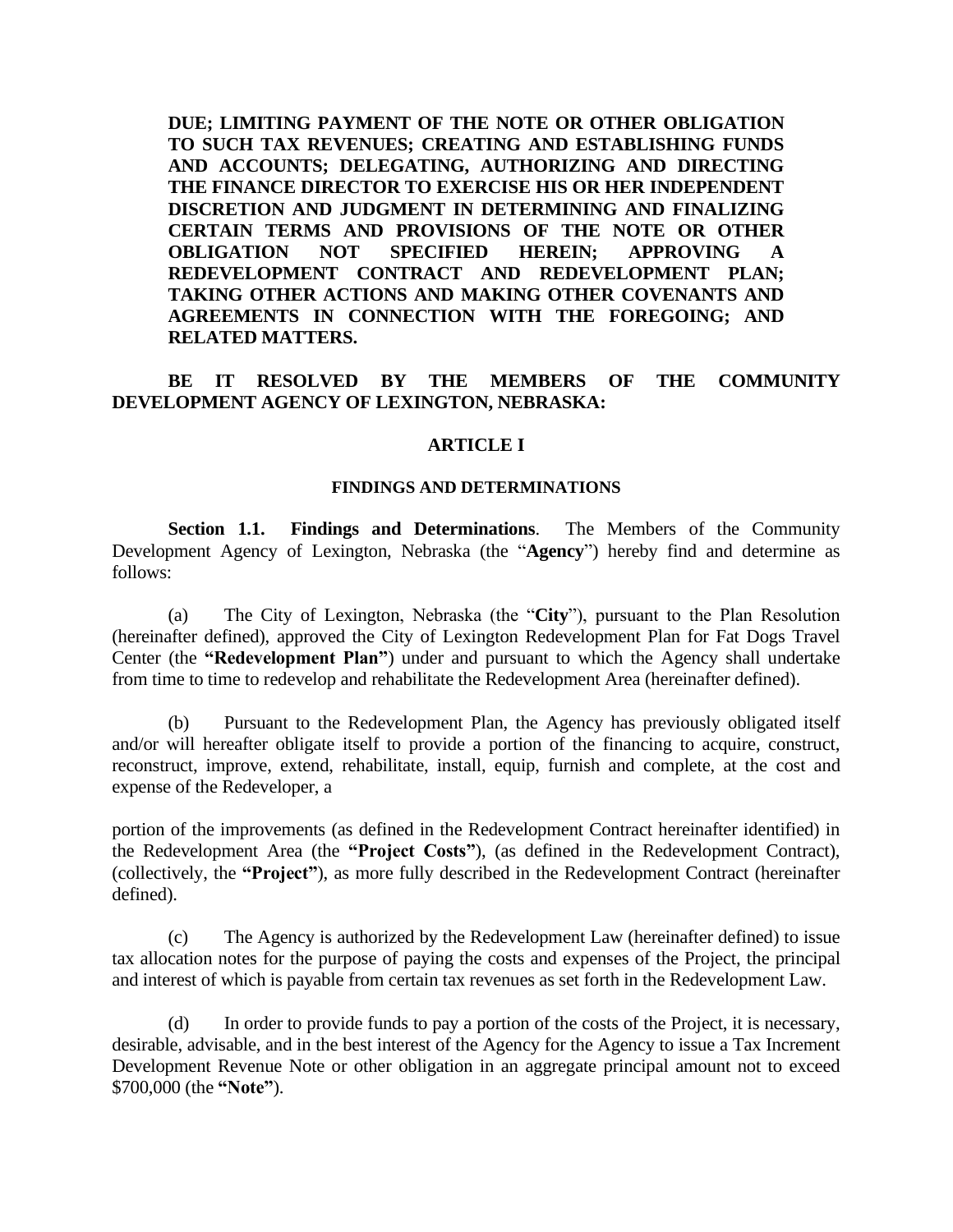**DUE; LIMITING PAYMENT OF THE NOTE OR OTHER OBLIGATION TO SUCH TAX REVENUES; CREATING AND ESTABLISHING FUNDS AND ACCOUNTS; DELEGATING, AUTHORIZING AND DIRECTING THE FINANCE DIRECTOR TO EXERCISE HIS OR HER INDEPENDENT DISCRETION AND JUDGMENT IN DETERMINING AND FINALIZING CERTAIN TERMS AND PROVISIONS OF THE NOTE OR OTHER OBLIGATION NOT SPECIFIED HEREIN; APPROVING A REDEVELOPMENT CONTRACT AND REDEVELOPMENT PLAN; TAKING OTHER ACTIONS AND MAKING OTHER COVENANTS AND AGREEMENTS IN CONNECTION WITH THE FOREGOING; AND RELATED MATTERS.**

**BE IT RESOLVED BY THE MEMBERS OF THE COMMUNITY DEVELOPMENT AGENCY OF LEXINGTON, NEBRASKA:**

## ARTICLE I

### FINDINGS AND DETERMINATIONS

**Section 1.1. Findings and Determinations**. The Members of the Community Development Agency of Lexington, Nebraska (the "**Agency**") hereby find and determine as follows:

(a) The City of Lexington, Nebraska (the "**City**"), pursuant to the Plan Resolution (hereinafter defined), approved the City of Lexington Redevelopment Plan for Fat Dogs Travel Center (the **"Redevelopment Plan"**) under and pursuant to which the Agency shall undertake from time to time to redevelop and rehabilitate the Redevelopment Area (hereinafter defined).

(b) Pursuant to the Redevelopment Plan, the Agency has previously obligated itself and/or will hereafter obligate itself to provide a portion of the financing to acquire, construct, reconstruct, improve, extend, rehabilitate, install, equip, furnish and complete, at the cost and expense of the Redeveloper, a portion of the improvements (as defined in the Redevelopment Contract hereinafter identified) in the Redevelopment Area (the **"Project Costs"**), (as defined in the Redevelopment Contract), (collectively, the **"Project"**), as more fully described in the Redevelopment Contract (hereinafter defined).

(c) The Agency is authorized by the Redevelopment Law (hereinafter defined) to issue tax allocation notes for the purpose of paying the costs and expenses of the Project, the principal and interest of which is payable from certain tax revenues as set forth in the Redevelopment Law.

(d) In order to provide funds to pay a portion of the costs of the Project, it is necessary, desirable, advisable, and in the best interest of the Agency for the Agency to issue a Tax Increment Development Revenue Note or other obligation in an aggregate principal amount not to exceed $700,000 (the **"Note"**).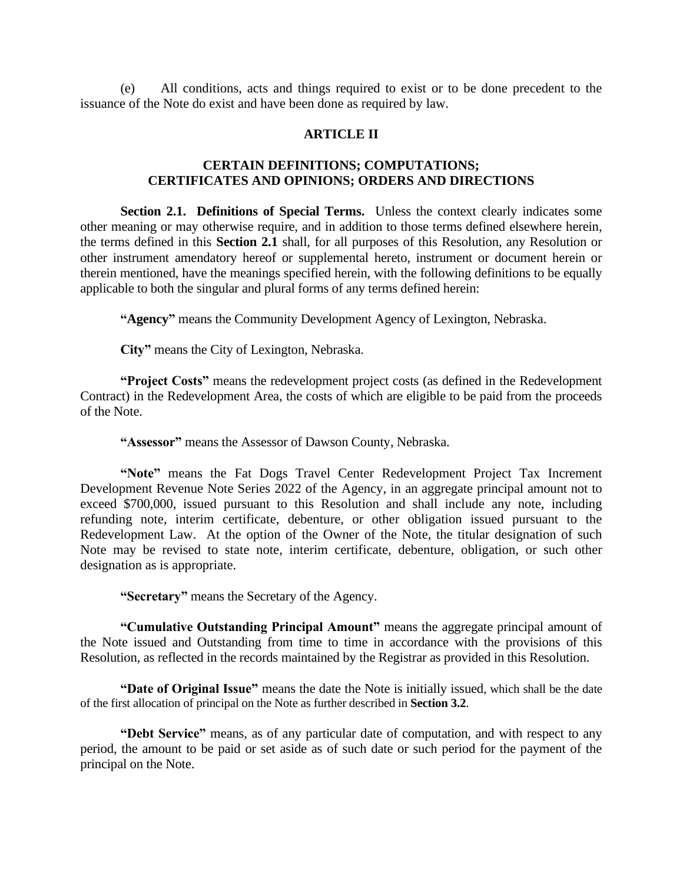(e) All conditions, acts and things required to exist or to be done precedent to the issuance of the Note do exist and have been done as required by law.

## ARTICLE II

## CERTAIN DEFINITIONS; COMPUTATIONS; CERTIFICATES AND OPINIONS; ORDERS AND DIRECTIONS

**Section 2.1. Definitions of Special Terms.** Unless the context clearly indicates some other meaning or may otherwise require, and in addition to those terms defined elsewhere herein, the terms defined in this **Section 2.1** shall, for all purposes of this Resolution, any Resolution or other instrument amendatory hereof or supplemental hereto, instrument or document herein or therein mentioned, have the meanings specified herein, with the following definitions to be equally applicable to both the singular and plural forms of any terms defined herein:

**"Agency"** means the Community Development Agency of Lexington, Nebraska.

**City"** means the City of Lexington, Nebraska.

**"Project Costs"** means the redevelopment project costs (as defined in the Redevelopment Contract) in the Redevelopment Area, the costs of which are eligible to be paid from the proceeds of the Note.

**"Assessor"** means the Assessor of Dawson County, Nebraska.

**"Note"** means the Fat Dogs Travel Center Redevelopment Project Tax Increment Development Revenue Note Series 2022 of the Agency, in an aggregate principal amount not to exceed $700,000, issued pursuant to this Resolution and shall include any note, including refunding note, interim certificate, debenture, or other obligation issued pursuant to the Redevelopment Law. At the option of the Owner of the Note, the titular designation of such Note may be revised to state note, interim certificate, debenture, obligation, or such other designation as is appropriate.

**"Secretary"** means the Secretary of the Agency.

**"Cumulative Outstanding Principal Amount"** means the aggregate principal amount of the Note issued and Outstanding from time to time in accordance with the provisions of this Resolution, as reflected in the records maintained by the Registrar as provided in this Resolution.

**"Date of Original Issue"** means the date the Note is initially issued, which shall be the date of the first allocation of principal on the Note as further described in **Section 3.2**.

**"Debt Service"** means, as of any particular date of computation, and with respect to any period, the amount to be paid or set aside as of such date or such period for the payment of the principal on the Note.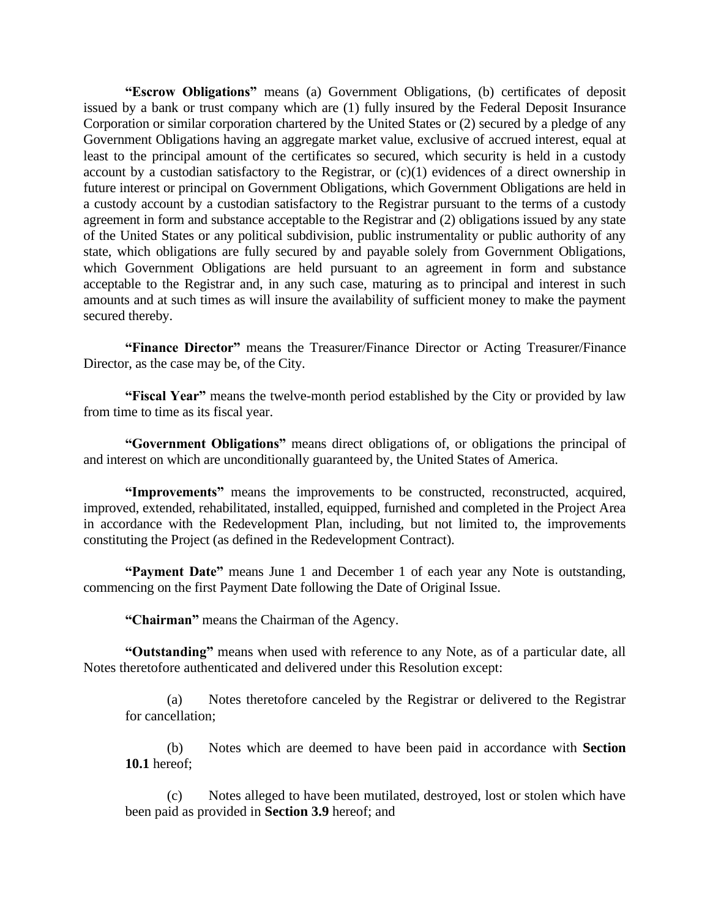**"Escrow Obligations"** means (a) Government Obligations, (b) certificates of deposit issued by a bank or trust company which are (1) fully insured by the Federal Deposit Insurance Corporation or similar corporation chartered by the United States or (2) secured by a pledge of any Government Obligations having an aggregate market value, exclusive of accrued interest, equal at least to the principal amount of the certificates so secured, which security is held in a custody account by a custodian satisfactory to the Registrar, or (c)(1) evidences of a direct ownership in future interest or principal on Government Obligations, which Government Obligations are held in a custody account by a custodian satisfactory to the Registrar pursuant to the terms of a custody agreement in form and substance acceptable to the Registrar and (2) obligations issued by any state of the United States or any political subdivision, public instrumentality or public authority of any state, which obligations are fully secured by and payable solely from Government Obligations, which Government Obligations are held pursuant to an agreement in form and substance acceptable to the Registrar and, in any such case, maturing as to principal and interest in such amounts and at such times as will insure the availability of sufficient money to make the payment secured thereby.

**"Finance Director"** means the Treasurer/Finance Director or Acting Treasurer/Finance Director, as the case may be, of the City.

**"Fiscal Year"** means the twelve-month period established by the City or provided by law from time to time as its fiscal year.

**"Government Obligations"** means direct obligations of, or obligations the principal of and interest on which are unconditionally guaranteed by, the United States of America.

**"Improvements"** means the improvements to be constructed, reconstructed, acquired, improved, extended, rehabilitated, installed, equipped, furnished and completed in the Project Area in accordance with the Redevelopment Plan, including, but not limited to, the improvements constituting the Project (as defined in the Redevelopment Contract).

**"Payment Date"** means June 1 and December 1 of each year any Note is outstanding, commencing on the first Payment Date following the Date of Original Issue.

**"Chairman"** means the Chairman of the Agency.

**"Outstanding"** means when used with reference to any Note, as of a particular date, all Notes theretofore authenticated and delivered under this Resolution except:

(a) Notes theretofore canceled by the Registrar or delivered to the Registrar for cancellation;

(b) Notes which are deemed to have been paid in accordance with **Section 10.1** hereof;

(c) Notes alleged to have been mutilated, destroyed, lost or stolen which have been paid as provided in **Section 3.9** hereof; and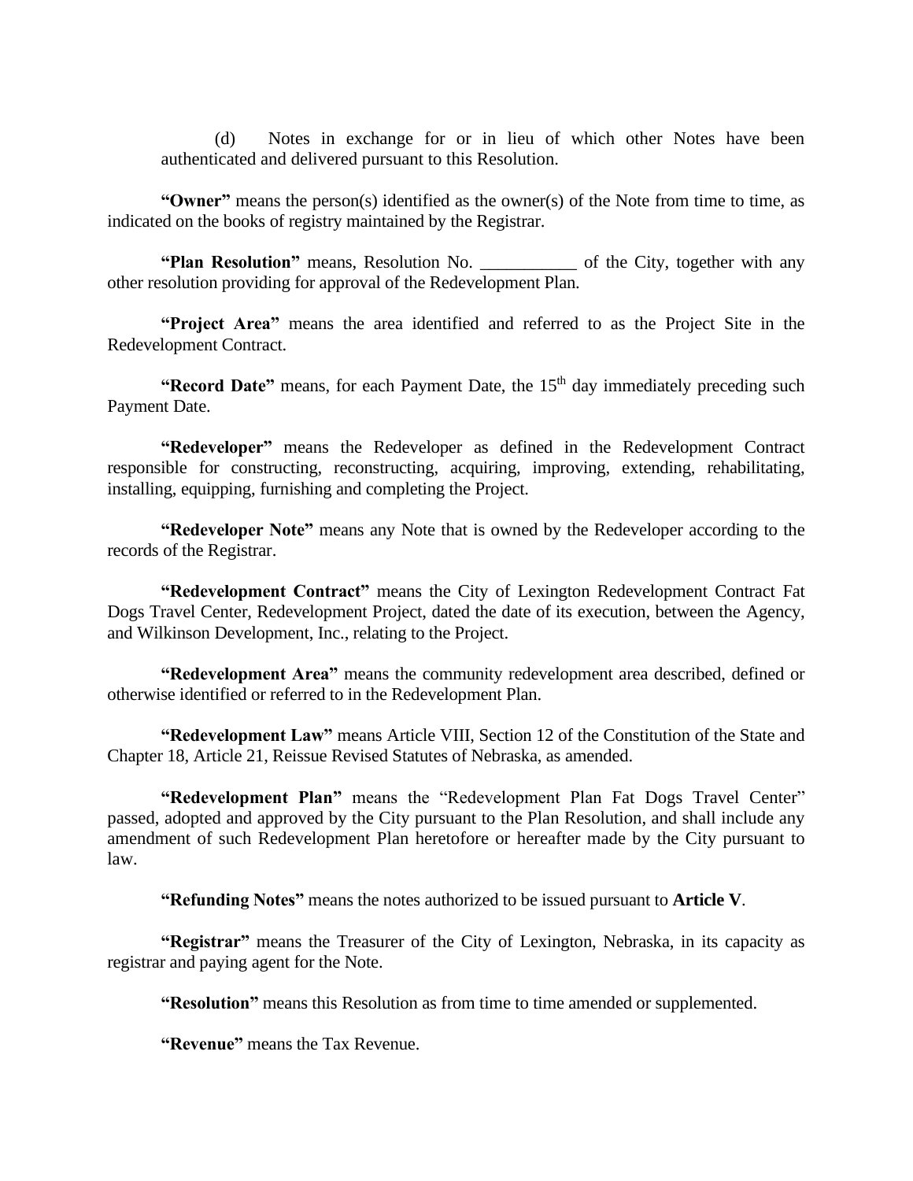(d) Notes in exchange for or in lieu of which other Notes have been authenticated and delivered pursuant to this Resolution.

**"Owner"** means the person(s) identified as the owner(s) of the Note from time to time, as indicated on the books of registry maintained by the Registrar.

**"Plan Resolution"** means, Resolution No. ___________ of the City, together with any other resolution providing for approval of the Redevelopment Plan.

**"Project Area"** means the area identified and referred to as the Project Site in the Redevelopment Contract.

**"Record Date"** means, for each Payment Date, the 15th day immediately preceding such Payment Date.

**"Redeveloper"** means the Redeveloper as defined in the Redevelopment Contract responsible for constructing, reconstructing, acquiring, improving, extending, rehabilitating, installing, equipping, furnishing and completing the Project.

**"Redeveloper Note"** means any Note that is owned by the Redeveloper according to the records of the Registrar.

**"Redevelopment Contract"** means the City of Lexington Redevelopment Contract Fat Dogs Travel Center, Redevelopment Project, dated the date of its execution, between the Agency, and Wilkinson Development, Inc., relating to the Project.

**"Redevelopment Area"** means the community redevelopment area described, defined or otherwise identified or referred to in the Redevelopment Plan.

**"Redevelopment Law"** means Article VIII, Section 12 of the Constitution of the State and Chapter 18, Article 21, Reissue Revised Statutes of Nebraska, as amended.

**"Redevelopment Plan"** means the "Redevelopment Plan Fat Dogs Travel Center" passed, adopted and approved by the City pursuant to the Plan Resolution, and shall include any amendment of such Redevelopment Plan heretofore or hereafter made by the City pursuant to law.

**"Refunding Notes"** means the notes authorized to be issued pursuant to **Article V**.

**"Registrar"** means the Treasurer of the City of Lexington, Nebraska, in its capacity as registrar and paying agent for the Note.

**"Resolution"** means this Resolution as from time to time amended or supplemented.

**"Revenue"** means the Tax Revenue.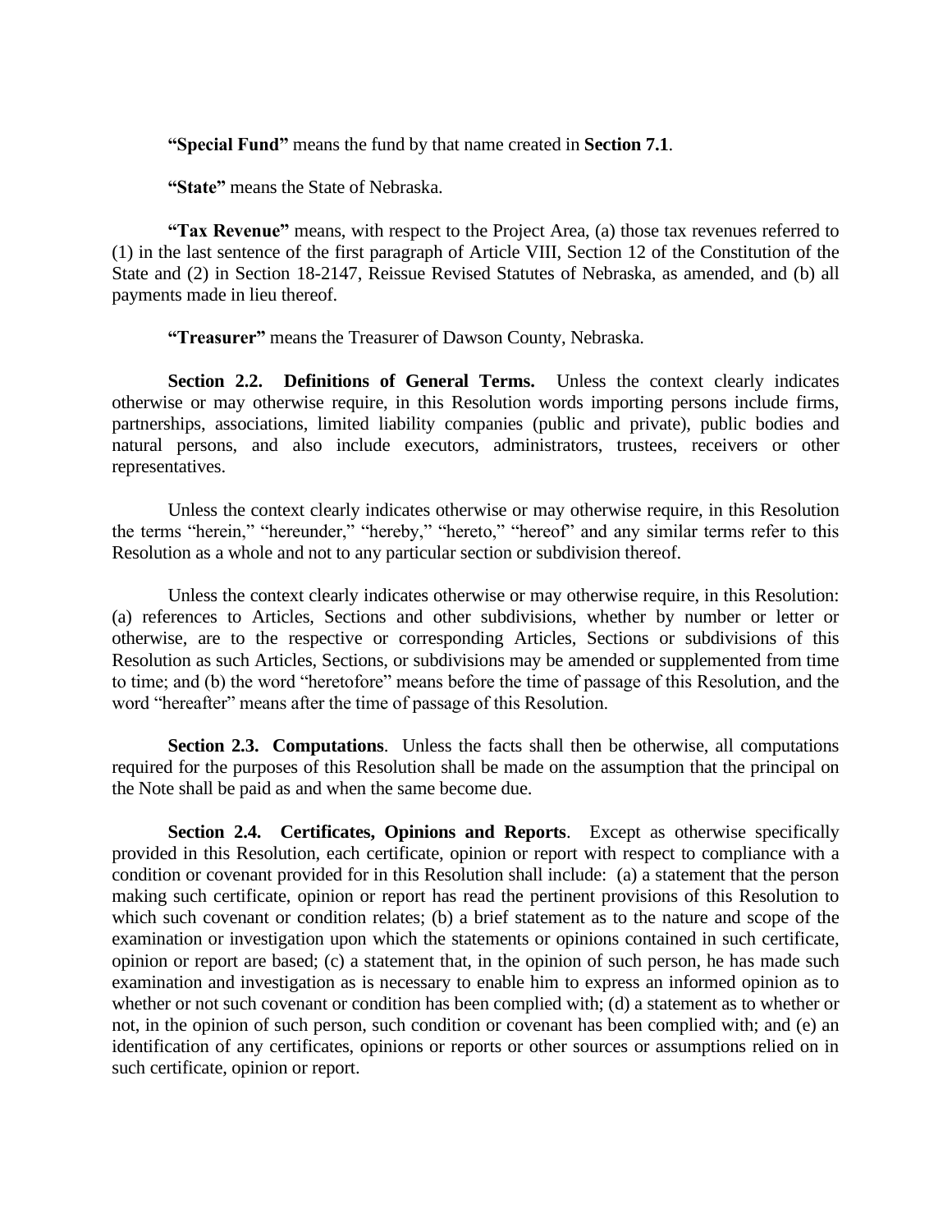**"Special Fund"** means the fund by that name created in **Section 7.1**.

**"State"** means the State of Nebraska.

**"Tax Revenue"** means, with respect to the Project Area, (a) those tax revenues referred to (1) in the last sentence of the first paragraph of Article VIII, Section 12 of the Constitution of the State and (2) in Section 18-2147, Reissue Revised Statutes of Nebraska, as amended, and (b) all payments made in lieu thereof.

**"Treasurer"** means the Treasurer of Dawson County, Nebraska.

**Section 2.2. Definitions of General Terms.** Unless the context clearly indicates otherwise or may otherwise require, in this Resolution words importing persons include firms, partnerships, associations, limited liability companies (public and private), public bodies and natural persons, and also include executors, administrators, trustees, receivers or other representatives.

Unless the context clearly indicates otherwise or may otherwise require, in this Resolution the terms "herein," "hereunder," "hereby," "hereto," "hereof" and any similar terms refer to this Resolution as a whole and not to any particular section or subdivision thereof.

Unless the context clearly indicates otherwise or may otherwise require, in this Resolution: (a) references to Articles, Sections and other subdivisions, whether by number or letter or otherwise, are to the respective or corresponding Articles, Sections or subdivisions of this Resolution as such Articles, Sections, or subdivisions may be amended or supplemented from time to time; and (b) the word "heretofore" means before the time of passage of this Resolution, and the word "hereafter" means after the time of passage of this Resolution.

**Section 2.3. Computations**. Unless the facts shall then be otherwise, all computations required for the purposes of this Resolution shall be made on the assumption that the principal on the Note shall be paid as and when the same become due.

**Section 2.4. Certificates, Opinions and Reports**. Except as otherwise specifically provided in this Resolution, each certificate, opinion or report with respect to compliance with a condition or covenant provided for in this Resolution shall include: (a) a statement that the person making such certificate, opinion or report has read the pertinent provisions of this Resolution to which such covenant or condition relates; (b) a brief statement as to the nature and scope of the examination or investigation upon which the statements or opinions contained in such certificate, opinion or report are based; (c) a statement that, in the opinion of such person, he has made such examination and investigation as is necessary to enable him to express an informed opinion as to whether or not such covenant or condition has been complied with; (d) a statement as to whether or not, in the opinion of such person, such condition or covenant has been complied with; and (e) an identification of any certificates, opinions or reports or other sources or assumptions relied on in such certificate, opinion or report.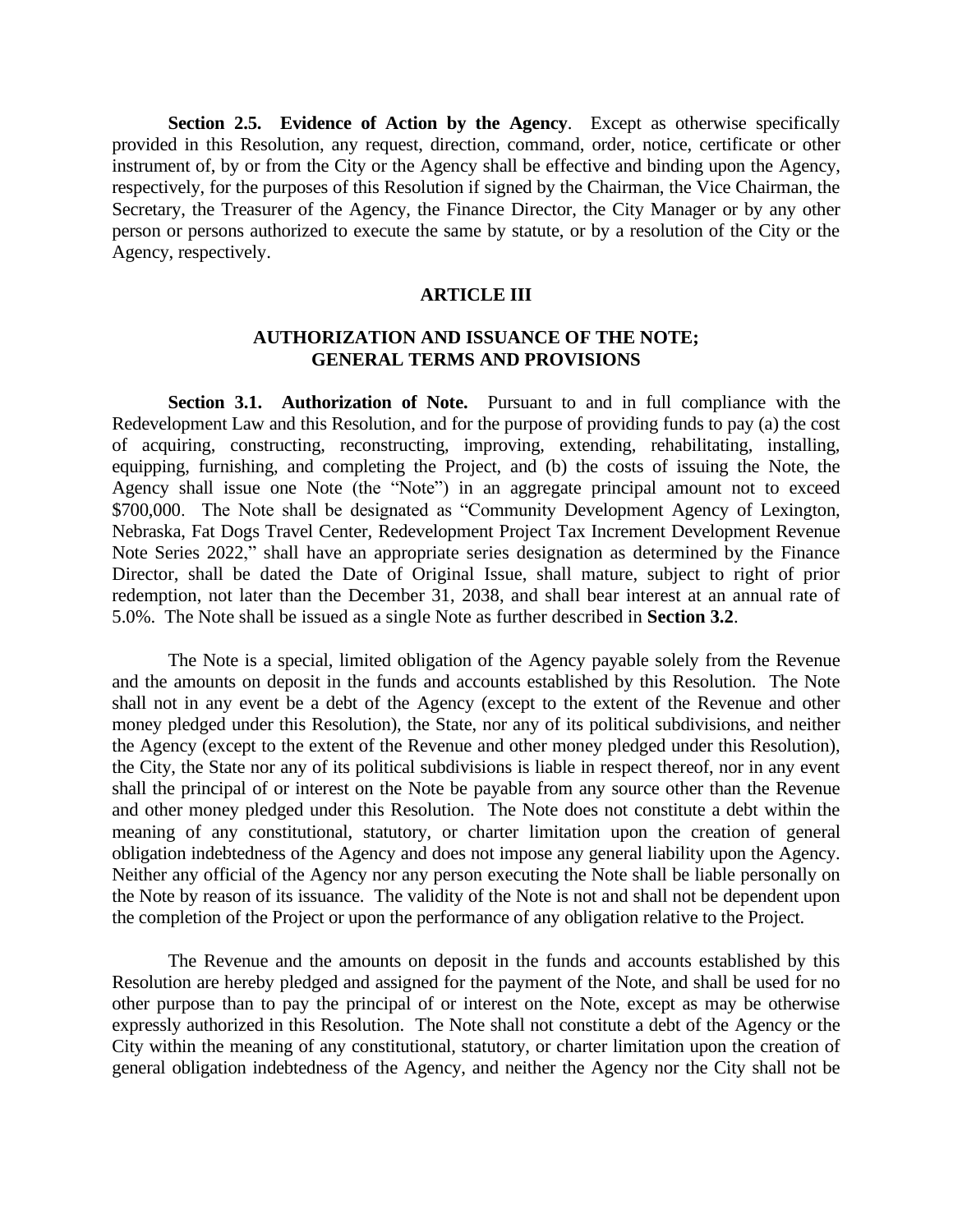**Section 2.5. Evidence of Action by the Agency**. Except as otherwise specifically provided in this Resolution, any request, direction, command, order, notice, certificate or other instrument of, by or from the City or the Agency shall be effective and binding upon the Agency, respectively, for the purposes of this Resolution if signed by the Chairman, the Vice Chairman, the Secretary, the Treasurer of the Agency, the Finance Director, the City Manager or by any other person or persons authorized to execute the same by statute, or by a resolution of the City or the Agency, respectively.

## ARTICLE III

## AUTHORIZATION AND ISSUANCE OF THE NOTE; GENERAL TERMS AND PROVISIONS

**Section 3.1. Authorization of Note.** Pursuant to and in full compliance with the Redevelopment Law and this Resolution, and for the purpose of providing funds to pay (a) the cost of acquiring, constructing, reconstructing, improving, extending, rehabilitating, installing, equipping, furnishing, and completing the Project, and (b) the costs of issuing the Note, the Agency shall issue one Note (the "Note") in an aggregate principal amount not to exceed \$700,000. The Note shall be designated as "Community Development Agency of Lexington, Nebraska, Fat Dogs Travel Center, Redevelopment Project Tax Increment Development Revenue Note Series 2022," shall have an appropriate series designation as determined by the Finance Director, shall be dated the Date of Original Issue, shall mature, subject to right of prior redemption, not later than the December 31, 2038, and shall bear interest at an annual rate of 5.0%. The Note shall be issued as a single Note as further described in **Section 3.2**.

The Note is a special, limited obligation of the Agency payable solely from the Revenue and the amounts on deposit in the funds and accounts established by this Resolution. The Note shall not in any event be a debt of the Agency (except to the extent of the Revenue and other money pledged under this Resolution), the State, nor any of its political subdivisions, and neither the Agency (except to the extent of the Revenue and other money pledged under this Resolution), the City, the State nor any of its political subdivisions is liable in respect thereof, nor in any event shall the principal of or interest on the Note be payable from any source other than the Revenue and other money pledged under this Resolution. The Note does not constitute a debt within the meaning of any constitutional, statutory, or charter limitation upon the creation of general obligation indebtedness of the Agency and does not impose any general liability upon the Agency. Neither any official of the Agency nor any person executing the Note shall be liable personally on the Note by reason of its issuance. The validity of the Note is not and shall not be dependent upon the completion of the Project or upon the performance of any obligation relative to the Project.

The Revenue and the amounts on deposit in the funds and accounts established by this Resolution are hereby pledged and assigned for the payment of the Note, and shall be used for no other purpose than to pay the principal of or interest on the Note, except as may be otherwise expressly authorized in this Resolution. The Note shall not constitute a debt of the Agency or the City within the meaning of any constitutional, statutory, or charter limitation upon the creation of general obligation indebtedness of the Agency, and neither the Agency nor the City shall not be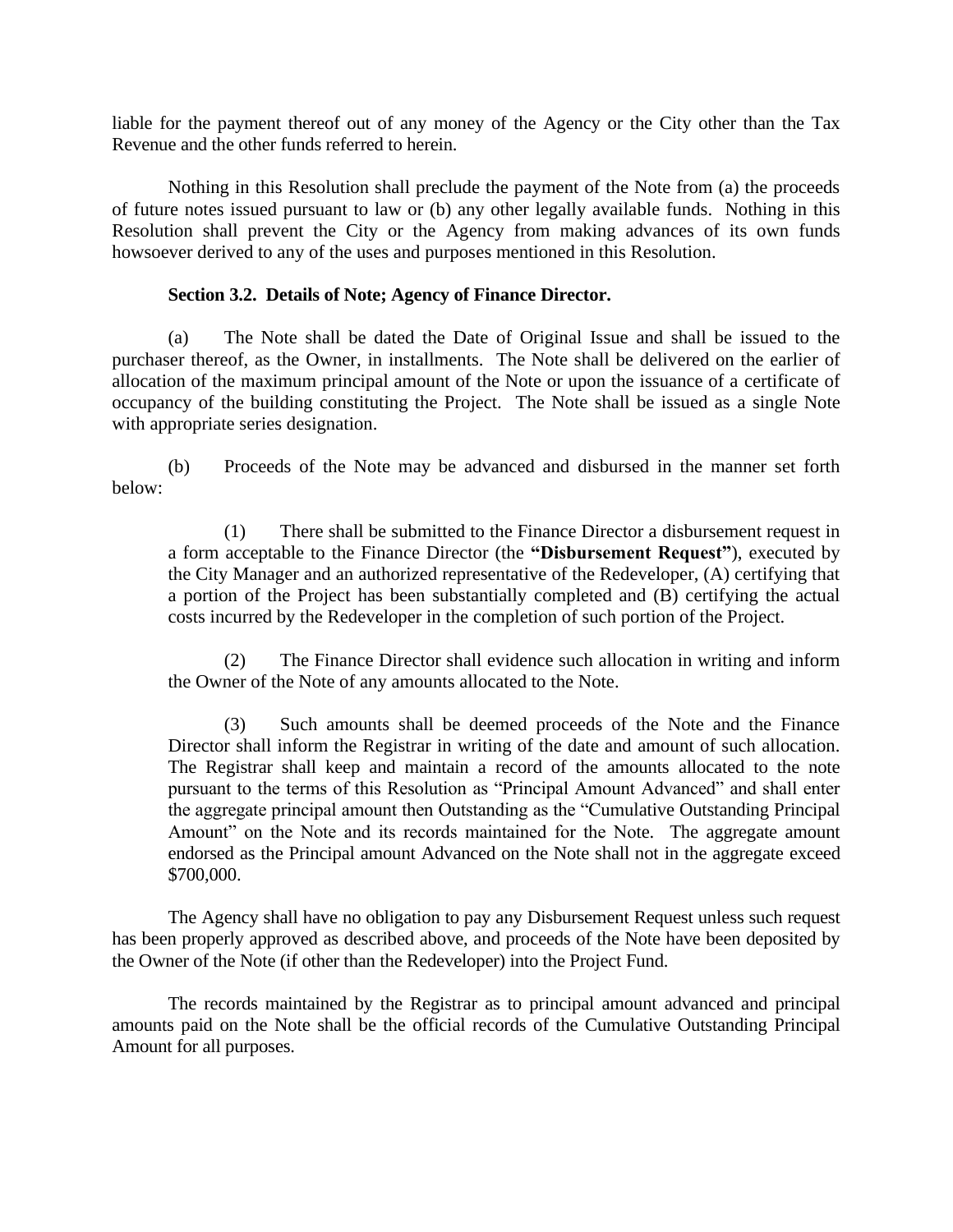liable for the payment thereof out of any money of the Agency or the City other than the Tax Revenue and the other funds referred to herein.

Nothing in this Resolution shall preclude the payment of the Note from (a) the proceeds of future notes issued pursuant to law or (b) any other legally available funds. Nothing in this Resolution shall prevent the City or the Agency from making advances of its own funds howsoever derived to any of the uses and purposes mentioned in this Resolution.

**Section 3.2. Details of Note; Agency of Finance Director.**

(a) The Note shall be dated the Date of Original Issue and shall be issued to the purchaser thereof, as the Owner, in installments. The Note shall be delivered on the earlier of allocation of the maximum principal amount of the Note or upon the issuance of a certificate of occupancy of the building constituting the Project. The Note shall be issued as a single Note with appropriate series designation.

(b) Proceeds of the Note may be advanced and disbursed in the manner set forth below:

(1) There shall be submitted to the Finance Director a disbursement request in a form acceptable to the Finance Director (the **"Disbursement Request"**), executed by the City Manager and an authorized representative of the Redeveloper, (A) certifying that a portion of the Project has been substantially completed and (B) certifying the actual costs incurred by the Redeveloper in the completion of such portion of the Project.

(2) The Finance Director shall evidence such allocation in writing and inform the Owner of the Note of any amounts allocated to the Note.

(3) Such amounts shall be deemed proceeds of the Note and the Finance Director shall inform the Registrar in writing of the date and amount of such allocation. The Registrar shall keep and maintain a record of the amounts allocated to the note pursuant to the terms of this Resolution as "Principal Amount Advanced" and shall enter the aggregate principal amount then Outstanding as the "Cumulative Outstanding Principal Amount" on the Note and its records maintained for the Note. The aggregate amount endorsed as the Principal amount Advanced on the Note shall not in the aggregate exceed $700,000.

The Agency shall have no obligation to pay any Disbursement Request unless such request has been properly approved as described above, and proceeds of the Note have been deposited by the Owner of the Note (if other than the Redeveloper) into the Project Fund.

The records maintained by the Registrar as to principal amount advanced and principal amounts paid on the Note shall be the official records of the Cumulative Outstanding Principal Amount for all purposes.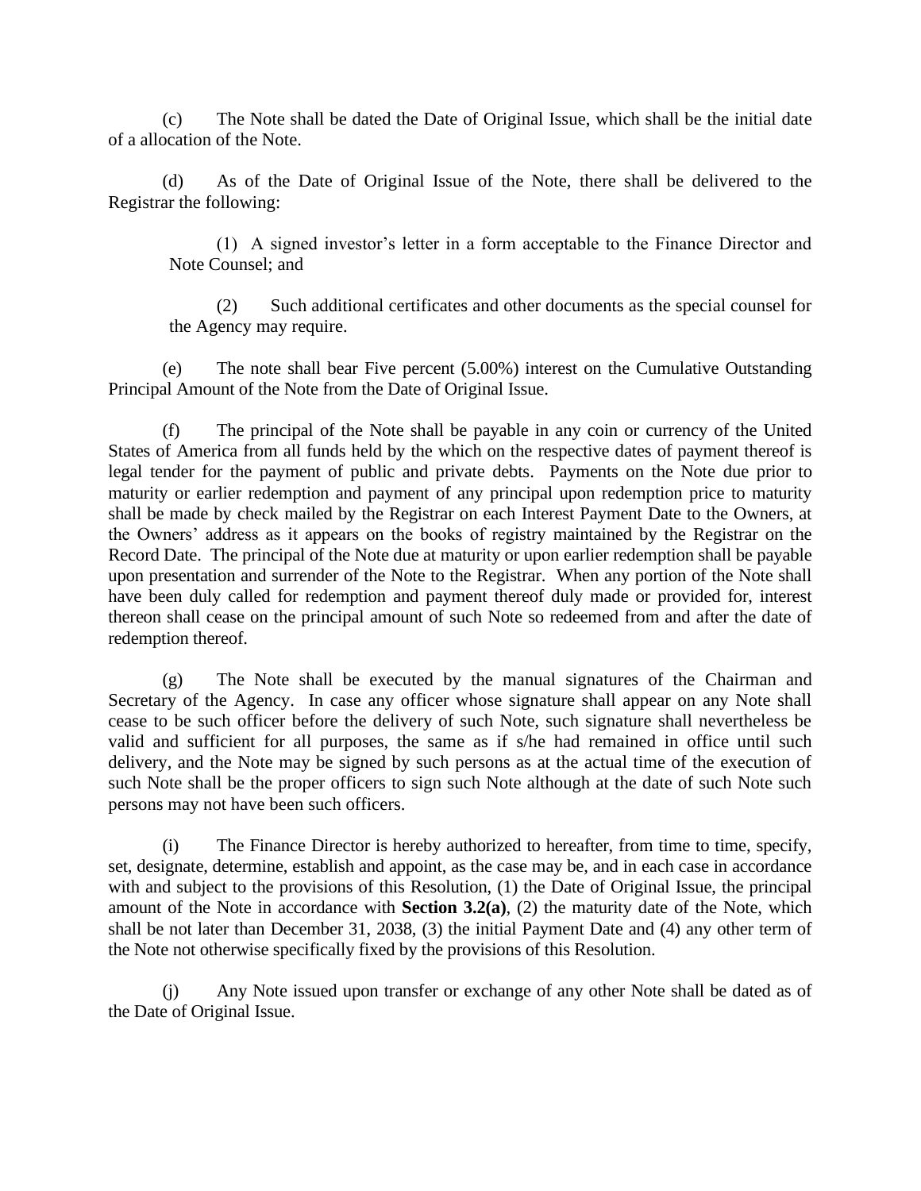(c) The Note shall be dated the Date of Original Issue, which shall be the initial date of a allocation of the Note.

(d) As of the Date of Original Issue of the Note, there shall be delivered to the Registrar the following:

(1) A signed investor's letter in a form acceptable to the Finance Director and Note Counsel; and

(2) Such additional certificates and other documents as the special counsel for the Agency may require.

(e) The note shall bear Five percent (5.00%) interest on the Cumulative Outstanding Principal Amount of the Note from the Date of Original Issue.

(f) The principal of the Note shall be payable in any coin or currency of the United States of America from all funds held by the which on the respective dates of payment thereof is legal tender for the payment of public and private debts. Payments on the Note due prior to maturity or earlier redemption and payment of any principal upon redemption price to maturity shall be made by check mailed by the Registrar on each Interest Payment Date to the Owners, at the Owners' address as it appears on the books of registry maintained by the Registrar on the Record Date. The principal of the Note due at maturity or upon earlier redemption shall be payable upon presentation and surrender of the Note to the Registrar. When any portion of the Note shall have been duly called for redemption and payment thereof duly made or provided for, interest thereon shall cease on the principal amount of such Note so redeemed from and after the date of redemption thereof.

(g) The Note shall be executed by the manual signatures of the Chairman and Secretary of the Agency. In case any officer whose signature shall appear on any Note shall cease to be such officer before the delivery of such Note, such signature shall nevertheless be valid and sufficient for all purposes, the same as if s/he had remained in office until such delivery, and the Note may be signed by such persons as at the actual time of the execution of such Note shall be the proper officers to sign such Note although at the date of such Note such persons may not have been such officers.

(i) The Finance Director is hereby authorized to hereafter, from time to time, specify, set, designate, determine, establish and appoint, as the case may be, and in each case in accordance with and subject to the provisions of this Resolution, (1) the Date of Original Issue, the principal amount of the Note in accordance with **Section 3.2(a)**, (2) the maturity date of the Note, which shall be not later than December 31, 2038, (3) the initial Payment Date and (4) any other term of the Note not otherwise specifically fixed by the provisions of this Resolution.

(j) Any Note issued upon transfer or exchange of any other Note shall be dated as of the Date of Original Issue.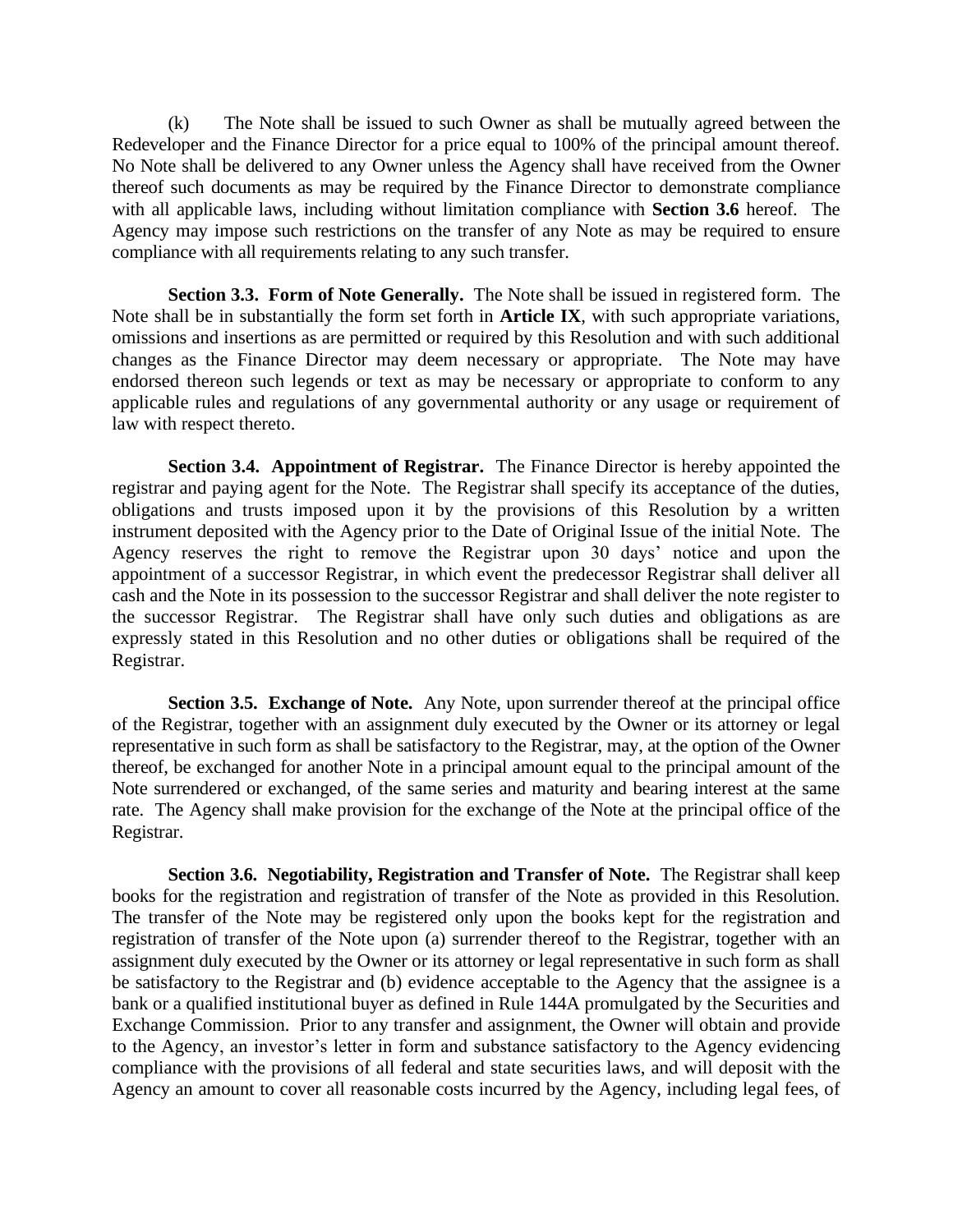(k) The Note shall be issued to such Owner as shall be mutually agreed between the Redeveloper and the Finance Director for a price equal to 100% of the principal amount thereof. No Note shall be delivered to any Owner unless the Agency shall have received from the Owner thereof such documents as may be required by the Finance Director to demonstrate compliance with all applicable laws, including without limitation compliance with **Section 3.6** hereof. The Agency may impose such restrictions on the transfer of any Note as may be required to ensure compliance with all requirements relating to any such transfer.

**Section 3.3. Form of Note Generally.** The Note shall be issued in registered form. The Note shall be in substantially the form set forth in **Article IX**, with such appropriate variations, omissions and insertions as are permitted or required by this Resolution and with such additional changes as the Finance Director may deem necessary or appropriate. The Note may have endorsed thereon such legends or text as may be necessary or appropriate to conform to any applicable rules and regulations of any governmental authority or any usage or requirement of law with respect thereto.

**Section 3.4. Appointment of Registrar.** The Finance Director is hereby appointed the registrar and paying agent for the Note. The Registrar shall specify its acceptance of the duties, obligations and trusts imposed upon it by the provisions of this Resolution by a written instrument deposited with the Agency prior to the Date of Original Issue of the initial Note. The Agency reserves the right to remove the Registrar upon 30 days' notice and upon the appointment of a successor Registrar, in which event the predecessor Registrar shall deliver all cash and the Note in its possession to the successor Registrar and shall deliver the note register to the successor Registrar. The Registrar shall have only such duties and obligations as are expressly stated in this Resolution and no other duties or obligations shall be required of the Registrar.

**Section 3.5. Exchange of Note.** Any Note, upon surrender thereof at the principal office of the Registrar, together with an assignment duly executed by the Owner or its attorney or legal representative in such form as shall be satisfactory to the Registrar, may, at the option of the Owner thereof, be exchanged for another Note in a principal amount equal to the principal amount of the Note surrendered or exchanged, of the same series and maturity and bearing interest at the same rate. The Agency shall make provision for the exchange of the Note at the principal office of the Registrar.

**Section 3.6. Negotiability, Registration and Transfer of Note.** The Registrar shall keep books for the registration and registration of transfer of the Note as provided in this Resolution. The transfer of the Note may be registered only upon the books kept for the registration and registration of transfer of the Note upon (a) surrender thereof to the Registrar, together with an assignment duly executed by the Owner or its attorney or legal representative in such form as shall be satisfactory to the Registrar and (b) evidence acceptable to the Agency that the assignee is a bank or a qualified institutional buyer as defined in Rule 144A promulgated by the Securities and Exchange Commission. Prior to any transfer and assignment, the Owner will obtain and provide to the Agency, an investor's letter in form and substance satisfactory to the Agency evidencing compliance with the provisions of all federal and state securities laws, and will deposit with the Agency an amount to cover all reasonable costs incurred by the Agency, including legal fees, of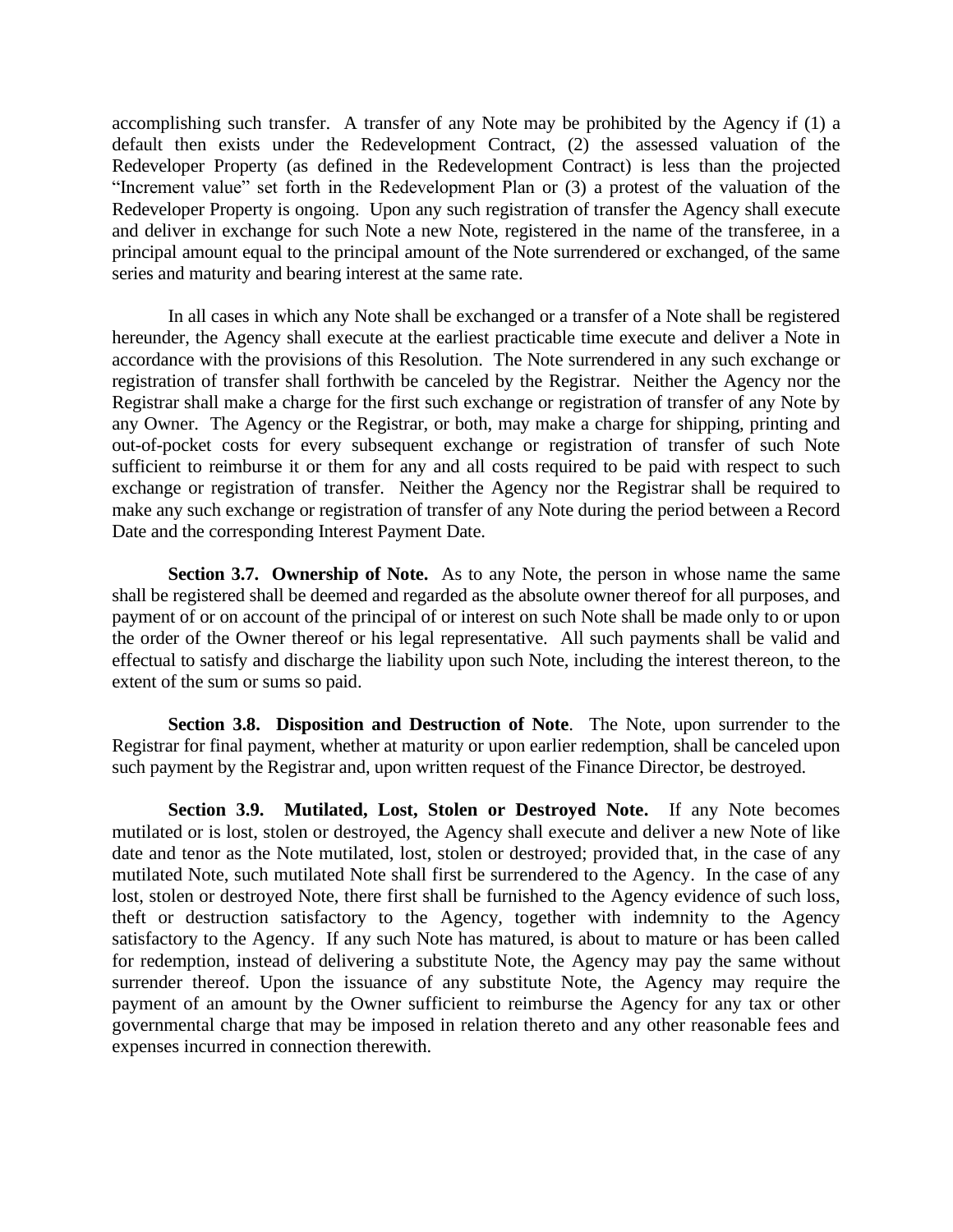accomplishing such transfer. A transfer of any Note may be prohibited by the Agency if (1) a default then exists under the Redevelopment Contract, (2) the assessed valuation of the Redeveloper Property (as defined in the Redevelopment Contract) is less than the projected "Increment value" set forth in the Redevelopment Plan or (3) a protest of the valuation of the Redeveloper Property is ongoing. Upon any such registration of transfer the Agency shall execute and deliver in exchange for such Note a new Note, registered in the name of the transferee, in a principal amount equal to the principal amount of the Note surrendered or exchanged, of the same series and maturity and bearing interest at the same rate.

In all cases in which any Note shall be exchanged or a transfer of a Note shall be registered hereunder, the Agency shall execute at the earliest practicable time execute and deliver a Note in accordance with the provisions of this Resolution. The Note surrendered in any such exchange or registration of transfer shall forthwith be canceled by the Registrar. Neither the Agency nor the Registrar shall make a charge for the first such exchange or registration of transfer of any Note by any Owner. The Agency or the Registrar, or both, may make a charge for shipping, printing and out-of-pocket costs for every subsequent exchange or registration of transfer of such Note sufficient to reimburse it or them for any and all costs required to be paid with respect to such exchange or registration of transfer. Neither the Agency nor the Registrar shall be required to make any such exchange or registration of transfer of any Note during the period between a Record Date and the corresponding Interest Payment Date.

**Section 3.7. Ownership of Note.** As to any Note, the person in whose name the same shall be registered shall be deemed and regarded as the absolute owner thereof for all purposes, and payment of or on account of the principal of or interest on such Note shall be made only to or upon the order of the Owner thereof or his legal representative. All such payments shall be valid and effectual to satisfy and discharge the liability upon such Note, including the interest thereon, to the extent of the sum or sums so paid.

**Section 3.8. Disposition and Destruction of Note**. The Note, upon surrender to the Registrar for final payment, whether at maturity or upon earlier redemption, shall be canceled upon such payment by the Registrar and, upon written request of the Finance Director, be destroyed.

**Section 3.9. Mutilated, Lost, Stolen or Destroyed Note.** If any Note becomes mutilated or is lost, stolen or destroyed, the Agency shall execute and deliver a new Note of like date and tenor as the Note mutilated, lost, stolen or destroyed; provided that, in the case of any mutilated Note, such mutilated Note shall first be surrendered to the Agency. In the case of any lost, stolen or destroyed Note, there first shall be furnished to the Agency evidence of such loss, theft or destruction satisfactory to the Agency, together with indemnity to the Agency satisfactory to the Agency. If any such Note has matured, is about to mature or has been called for redemption, instead of delivering a substitute Note, the Agency may pay the same without surrender thereof. Upon the issuance of any substitute Note, the Agency may require the payment of an amount by the Owner sufficient to reimburse the Agency for any tax or other governmental charge that may be imposed in relation thereto and any other reasonable fees and expenses incurred in connection therewith.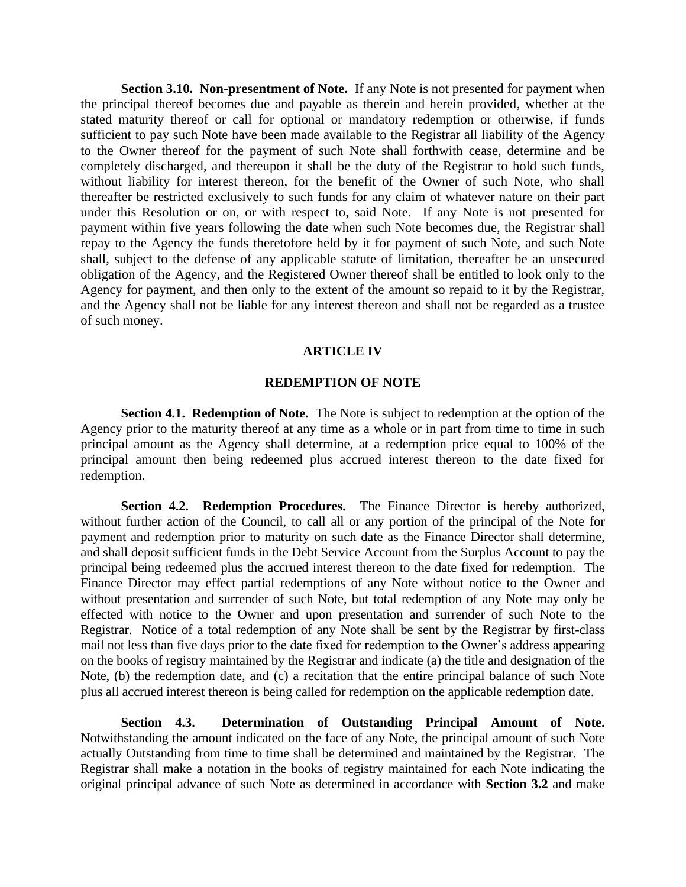**Section 3.10. Non-presentment of Note.** If any Note is not presented for payment when the principal thereof becomes due and payable as therein and herein provided, whether at the stated maturity thereof or call for optional or mandatory redemption or otherwise, if funds sufficient to pay such Note have been made available to the Registrar all liability of the Agency to the Owner thereof for the payment of such Note shall forthwith cease, determine and be completely discharged, and thereupon it shall be the duty of the Registrar to hold such funds, without liability for interest thereon, for the benefit of the Owner of such Note, who shall thereafter be restricted exclusively to such funds for any claim of whatever nature on their part under this Resolution or on, or with respect to, said Note. If any Note is not presented for payment within five years following the date when such Note becomes due, the Registrar shall repay to the Agency the funds theretofore held by it for payment of such Note, and such Note shall, subject to the defense of any applicable statute of limitation, thereafter be an unsecured obligation of the Agency, and the Registered Owner thereof shall be entitled to look only to the Agency for payment, and then only to the extent of the amount so repaid to it by the Registrar, and the Agency shall not be liable for any interest thereon and shall not be regarded as a trustee of such money.

## ARTICLE IV

## REDEMPTION OF NOTE

**Section 4.1. Redemption of Note.** The Note is subject to redemption at the option of the Agency prior to the maturity thereof at any time as a whole or in part from time to time in such principal amount as the Agency shall determine, at a redemption price equal to 100% of the principal amount then being redeemed plus accrued interest thereon to the date fixed for redemption.

**Section 4.2. Redemption Procedures.** The Finance Director is hereby authorized, without further action of the Council, to call all or any portion of the principal of the Note for payment and redemption prior to maturity on such date as the Finance Director shall determine, and shall deposit sufficient funds in the Debt Service Account from the Surplus Account to pay the principal being redeemed plus the accrued interest thereon to the date fixed for redemption. The Finance Director may effect partial redemptions of any Note without notice to the Owner and without presentation and surrender of such Note, but total redemption of any Note may only be effected with notice to the Owner and upon presentation and surrender of such Note to the Registrar. Notice of a total redemption of any Note shall be sent by the Registrar by first-class mail not less than five days prior to the date fixed for redemption to the Owner's address appearing on the books of registry maintained by the Registrar and indicate (a) the title and designation of the Note, (b) the redemption date, and (c) a recitation that the entire principal balance of such Note plus all accrued interest thereon is being called for redemption on the applicable redemption date.

**Section 4.3. Determination of Outstanding Principal Amount of Note.** Notwithstanding the amount indicated on the face of any Note, the principal amount of such Note actually Outstanding from time to time shall be determined and maintained by the Registrar. The Registrar shall make a notation in the books of registry maintained for each Note indicating the original principal advance of such Note as determined in accordance with **Section 3.2** and make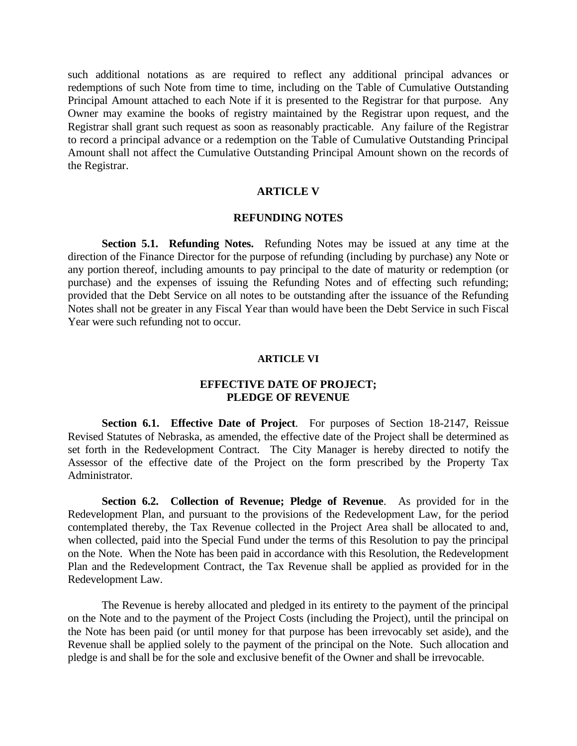such additional notations as are required to reflect any additional principal advances or redemptions of such Note from time to time, including on the Table of Cumulative Outstanding Principal Amount attached to each Note if it is presented to the Registrar for that purpose. Any Owner may examine the books of registry maintained by the Registrar upon request, and the Registrar shall grant such request as soon as reasonably practicable. Any failure of the Registrar to record a principal advance or a redemption on the Table of Cumulative Outstanding Principal Amount shall not affect the Cumulative Outstanding Principal Amount shown on the records of the Registrar.

## ARTICLE V

## REFUNDING NOTES

**Section 5.1. Refunding Notes.** Refunding Notes may be issued at any time at the direction of the Finance Director for the purpose of refunding (including by purchase) any Note or any portion thereof, including amounts to pay principal to the date of maturity or redemption (or purchase) and the expenses of issuing the Refunding Notes and of effecting such refunding; provided that the Debt Service on all notes to be outstanding after the issuance of the Refunding Notes shall not be greater in any Fiscal Year than would have been the Debt Service in such Fiscal Year were such refunding not to occur.

## ARTICLE VI

## EFFECTIVE DATE OF PROJECT; PLEDGE OF REVENUE

**Section 6.1. Effective Date of Project**. For purposes of Section 18-2147, Reissue Revised Statutes of Nebraska, as amended, the effective date of the Project shall be determined as set forth in the Redevelopment Contract. The City Manager is hereby directed to notify the Assessor of the effective date of the Project on the form prescribed by the Property Tax Administrator.

**Section 6.2. Collection of Revenue; Pledge of Revenue**. As provided for in the Redevelopment Plan, and pursuant to the provisions of the Redevelopment Law, for the period contemplated thereby, the Tax Revenue collected in the Project Area shall be allocated to and, when collected, paid into the Special Fund under the terms of this Resolution to pay the principal on the Note. When the Note has been paid in accordance with this Resolution, the Redevelopment Plan and the Redevelopment Contract, the Tax Revenue shall be applied as provided for in the Redevelopment Law.

The Revenue is hereby allocated and pledged in its entirety to the payment of the principal on the Note and to the payment of the Project Costs (including the Project), until the principal on the Note has been paid (or until money for that purpose has been irrevocably set aside), and the Revenue shall be applied solely to the payment of the principal on the Note. Such allocation and pledge is and shall be for the sole and exclusive benefit of the Owner and shall be irrevocable.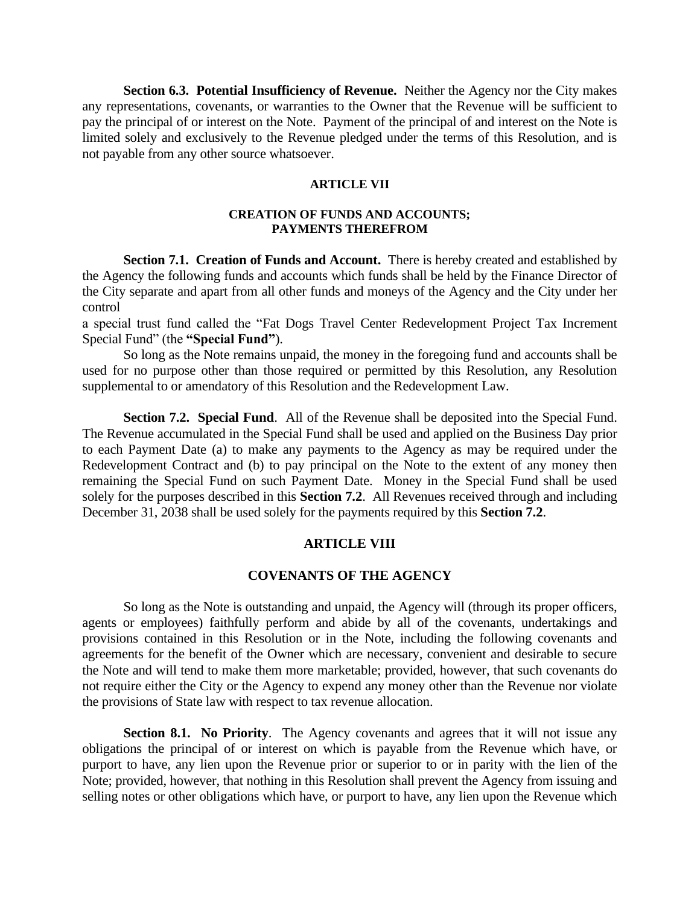**Section 6.3. Potential Insufficiency of Revenue.** Neither the Agency nor the City makes any representations, covenants, or warranties to the Owner that the Revenue will be sufficient to pay the principal of or interest on the Note. Payment of the principal of and interest on the Note is limited solely and exclusively to the Revenue pledged under the terms of this Resolution, and is not payable from any other source whatsoever.

## ARTICLE VII

## CREATION OF FUNDS AND ACCOUNTS; PAYMENTS THEREFROM

**Section 7.1. Creation of Funds and Account.** There is hereby created and established by the Agency the following funds and accounts which funds shall be held by the Finance Director of the City separate and apart from all other funds and moneys of the Agency and the City under her control

a special trust fund called the "Fat Dogs Travel Center Redevelopment Project Tax Increment Special Fund" (the **"Special Fund"**).

So long as the Note remains unpaid, the money in the foregoing fund and accounts shall be used for no purpose other than those required or permitted by this Resolution, any Resolution supplemental to or amendatory of this Resolution and the Redevelopment Law.

**Section 7.2. Special Fund**. All of the Revenue shall be deposited into the Special Fund. The Revenue accumulated in the Special Fund shall be used and applied on the Business Day prior to each Payment Date (a) to make any payments to the Agency as may be required under the Redevelopment Contract and (b) to pay principal on the Note to the extent of any money then remaining the Special Fund on such Payment Date. Money in the Special Fund shall be used solely for the purposes described in this **Section 7.2**. All Revenues received through and including December 31, 2038 shall be used solely for the payments required by this **Section 7.2**.

## ARTICLE VIII

## COVENANTS OF THE AGENCY

So long as the Note is outstanding and unpaid, the Agency will (through its proper officers, agents or employees) faithfully perform and abide by all of the covenants, undertakings and provisions contained in this Resolution or in the Note, including the following covenants and agreements for the benefit of the Owner which are necessary, convenient and desirable to secure the Note and will tend to make them more marketable; provided, however, that such covenants do not require either the City or the Agency to expend any money other than the Revenue nor violate the provisions of State law with respect to tax revenue allocation.

**Section 8.1. No Priority**. The Agency covenants and agrees that it will not issue any obligations the principal of or interest on which is payable from the Revenue which have, or purport to have, any lien upon the Revenue prior or superior to or in parity with the lien of the Note; provided, however, that nothing in this Resolution shall prevent the Agency from issuing and selling notes or other obligations which have, or purport to have, any lien upon the Revenue which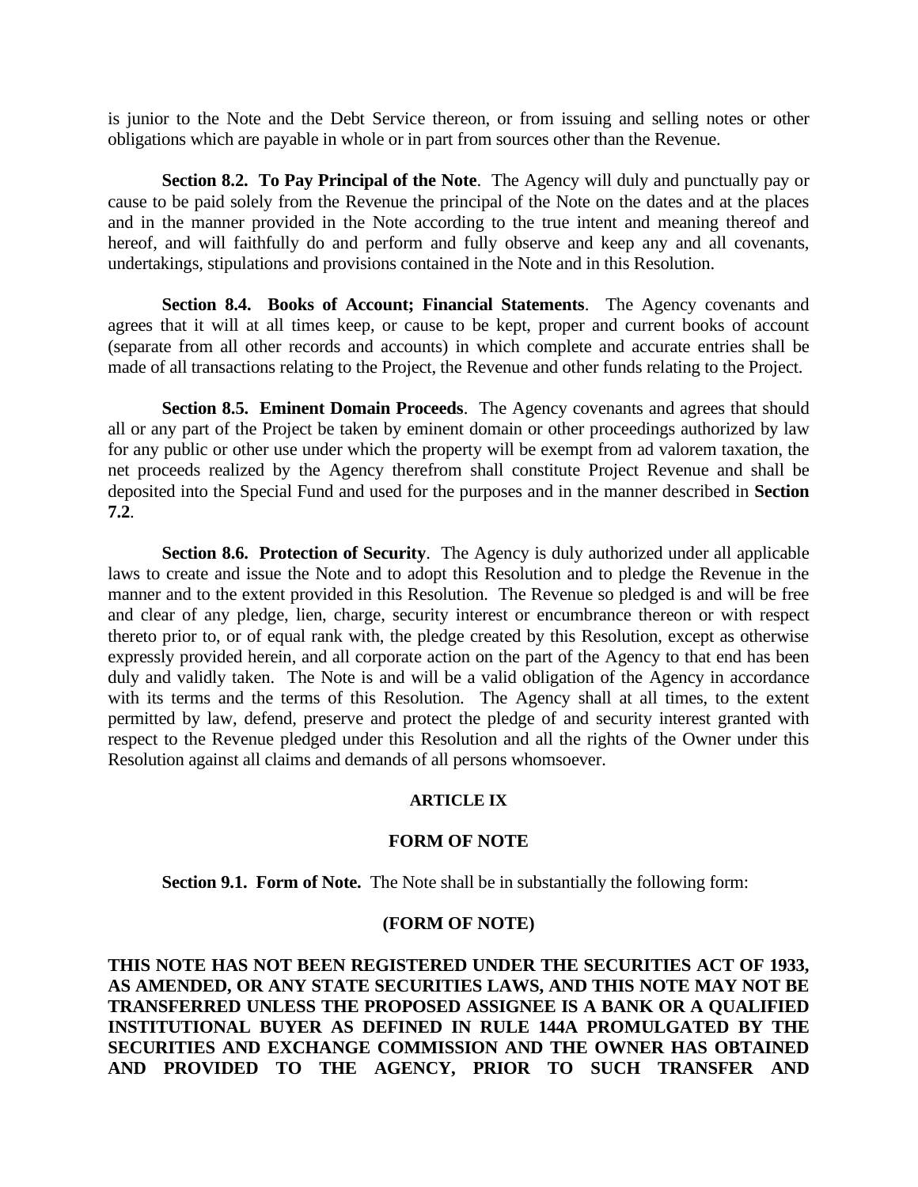is junior to the Note and the Debt Service thereon, or from issuing and selling notes or other obligations which are payable in whole or in part from sources other than the Revenue.

**Section 8.2. To Pay Principal of the Note**. The Agency will duly and punctually pay or cause to be paid solely from the Revenue the principal of the Note on the dates and at the places and in the manner provided in the Note according to the true intent and meaning thereof and hereof, and will faithfully do and perform and fully observe and keep any and all covenants, undertakings, stipulations and provisions contained in the Note and in this Resolution.

**Section 8.4. Books of Account; Financial Statements**. The Agency covenants and agrees that it will at all times keep, or cause to be kept, proper and current books of account (separate from all other records and accounts) in which complete and accurate entries shall be made of all transactions relating to the Project, the Revenue and other funds relating to the Project.

**Section 8.5. Eminent Domain Proceeds**. The Agency covenants and agrees that should all or any part of the Project be taken by eminent domain or other proceedings authorized by law for any public or other use under which the property will be exempt from ad valorem taxation, the net proceeds realized by the Agency therefrom shall constitute Project Revenue and shall be deposited into the Special Fund and used for the purposes and in the manner described in **Section 7.2**.

**Section 8.6. Protection of Security**. The Agency is duly authorized under all applicable laws to create and issue the Note and to adopt this Resolution and to pledge the Revenue in the manner and to the extent provided in this Resolution. The Revenue so pledged is and will be free and clear of any pledge, lien, charge, security interest or encumbrance thereon or with respect thereto prior to, or of equal rank with, the pledge created by this Resolution, except as otherwise expressly provided herein, and all corporate action on the part of the Agency to that end has been duly and validly taken. The Note is and will be a valid obligation of the Agency in accordance with its terms and the terms of this Resolution. The Agency shall at all times, to the extent permitted by law, defend, preserve and protect the pledge of and security interest granted with respect to the Revenue pledged under this Resolution and all the rights of the Owner under this Resolution against all claims and demands of all persons whomsoever.

## ARTICLE IX

## FORM OF NOTE

**Section 9.1. Form of Note.** The Note shall be in substantially the following form:

**(FORM OF NOTE)**

**THIS NOTE HAS NOT BEEN REGISTERED UNDER THE SECURITIES ACT OF 1933, AS AMENDED, OR ANY STATE SECURITIES LAWS, AND THIS NOTE MAY NOT BE TRANSFERRED UNLESS THE PROPOSED ASSIGNEE IS A BANK OR A QUALIFIED INSTITUTIONAL BUYER AS DEFINED IN RULE 144A PROMULGATED BY THE SECURITIES AND EXCHANGE COMMISSION AND THE OWNER HAS OBTAINED AND PROVIDED TO THE AGENCY, PRIOR TO SUCH TRANSFER AND**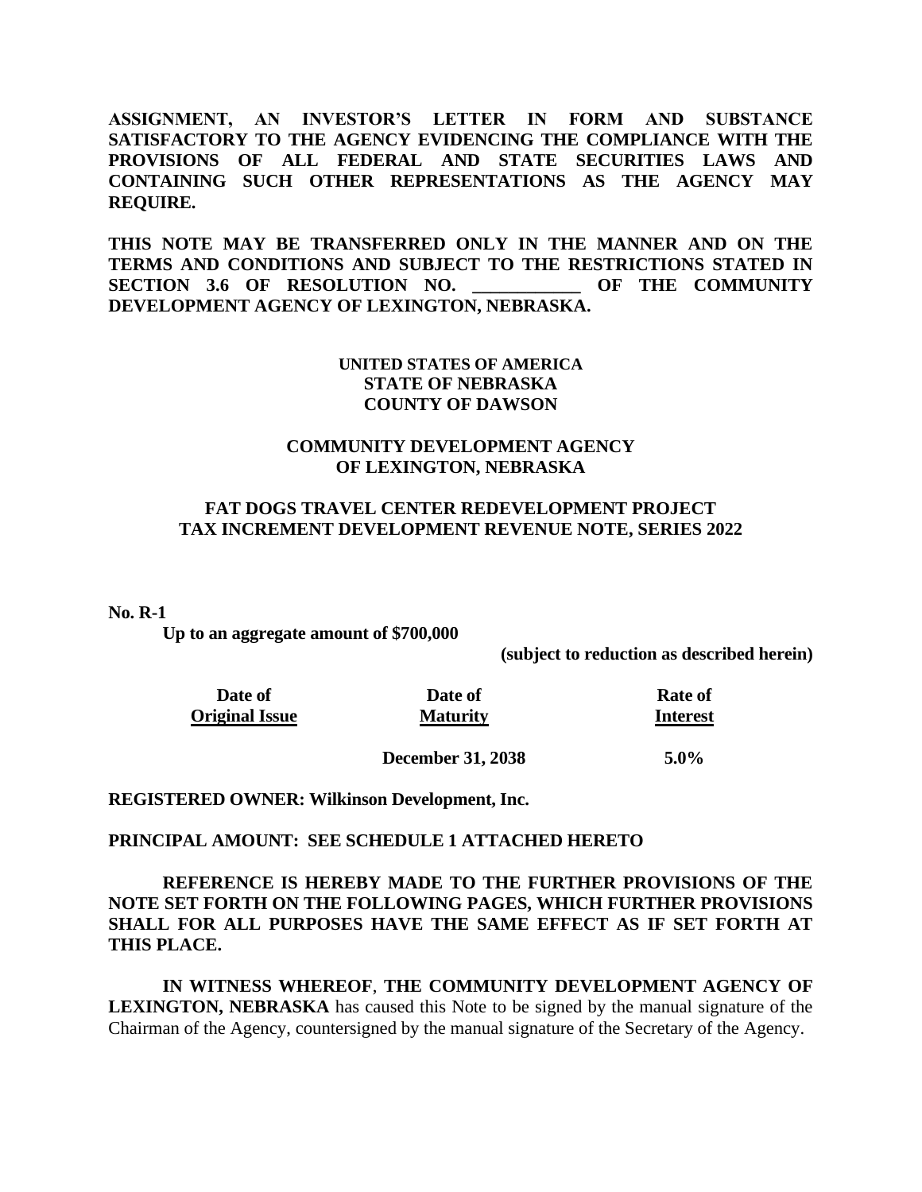**ASSIGNMENT, AN INVESTOR'S LETTER IN FORM AND SUBSTANCE SATISFACTORY TO THE AGENCY EVIDENCING THE COMPLIANCE WITH THE PROVISIONS OF ALL FEDERAL AND STATE SECURITIES LAWS AND CONTAINING SUCH OTHER REPRESENTATIONS AS THE AGENCY MAY REQUIRE.**

**THIS NOTE MAY BE TRANSFERRED ONLY IN THE MANNER AND ON THE TERMS AND CONDITIONS AND SUBJECT TO THE RESTRICTIONS STATED IN SECTION 3.6 OF RESOLUTION NO. ____________ OF THE COMMUNITY DEVELOPMENT AGENCY OF LEXINGTON, NEBRASKA.**

**UNITED STATES OF AMERICA**
**STATE OF NEBRASKA**
**COUNTY OF DAWSON**

**COMMUNITY DEVELOPMENT AGENCY**
**OF LEXINGTON, NEBRASKA**

**FAT DOGS TRAVEL CENTER REDEVELOPMENT PROJECT**
**TAX INCREMENT DEVELOPMENT REVENUE NOTE, SERIES 2022**

**No. R-1**

**Up to an aggregate amount of $700,000**

**(subject to reduction as described herein)**

| Date of Original Issue | Date of Maturity | Rate of Interest |
|---|---|---|
| | December 31, 2038 | 5.0% |

**REGISTERED OWNER: Wilkinson Development, Inc.**

**PRINCIPAL AMOUNT: SEE SCHEDULE 1 ATTACHED HERETO**

**REFERENCE IS HEREBY MADE TO THE FURTHER PROVISIONS OF THE NOTE SET FORTH ON THE FOLLOWING PAGES, WHICH FURTHER PROVISIONS SHALL FOR ALL PURPOSES HAVE THE SAME EFFECT AS IF SET FORTH AT THIS PLACE.**

**IN WITNESS WHEREOF**, **THE COMMUNITY DEVELOPMENT AGENCY OF LEXINGTON, NEBRASKA** has caused this Note to be signed by the manual signature of the Chairman of the Agency, countersigned by the manual signature of the Secretary of the Agency.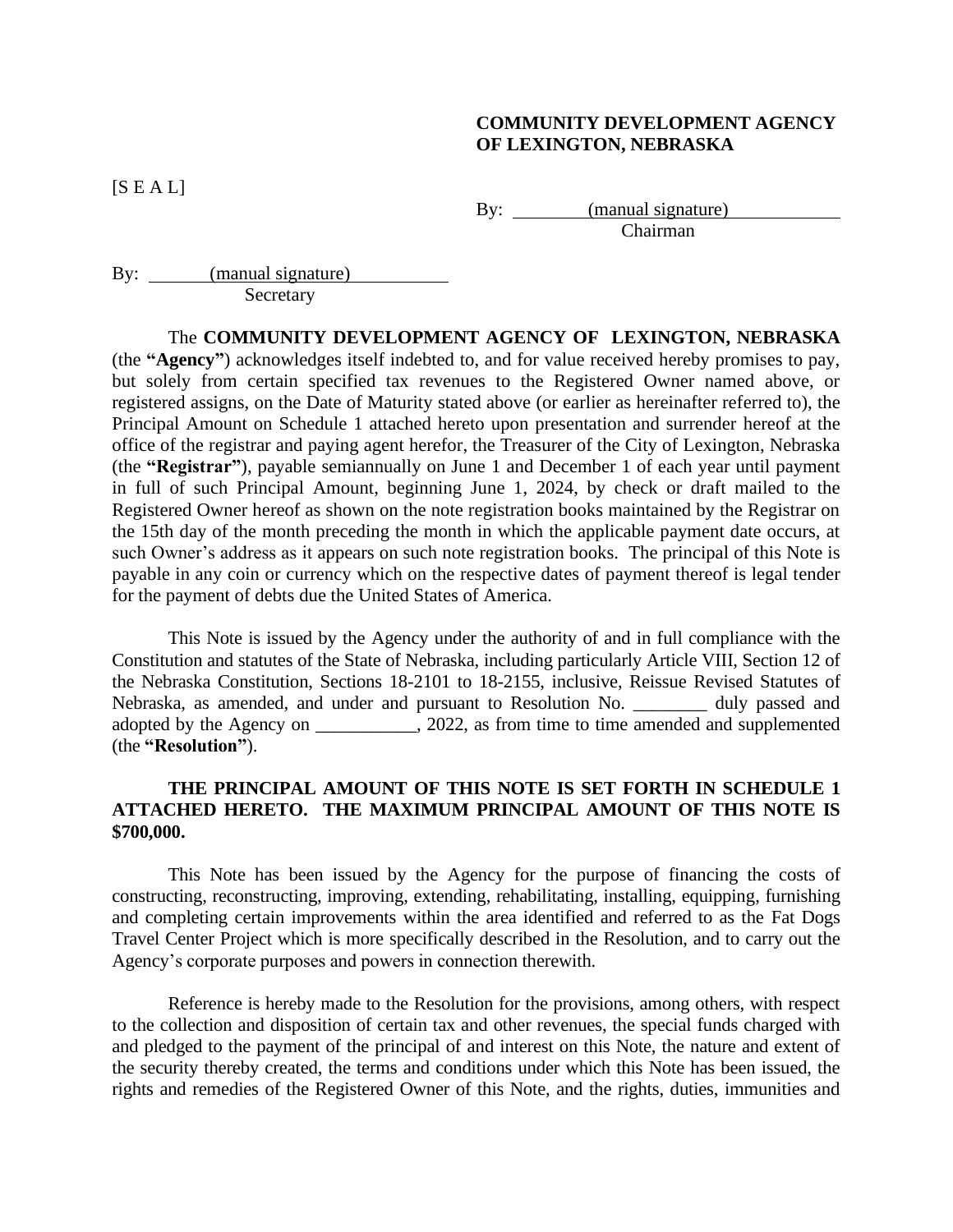**COMMUNITY DEVELOPMENT AGENCY OF LEXINGTON, NEBRASKA**

[S E A L]

By: (manual signature)
Chairman

By: (manual signature)
Secretary

The **COMMUNITY DEVELOPMENT AGENCY OF LEXINGTON, NEBRASKA** (the **"Agency"**) acknowledges itself indebted to, and for value received hereby promises to pay, but solely from certain specified tax revenues to the Registered Owner named above, or registered assigns, on the Date of Maturity stated above (or earlier as hereinafter referred to), the Principal Amount on Schedule 1 attached hereto upon presentation and surrender hereof at the office of the registrar and paying agent herefor, the Treasurer of the City of Lexington, Nebraska (the **"Registrar"**), payable semiannually on June 1 and December 1 of each year until payment in full of such Principal Amount, beginning June 1, 2024, by check or draft mailed to the Registered Owner hereof as shown on the note registration books maintained by the Registrar on the 15th day of the month preceding the month in which the applicable payment date occurs, at such Owner's address as it appears on such note registration books. The principal of this Note is payable in any coin or currency which on the respective dates of payment thereof is legal tender for the payment of debts due the United States of America.

This Note is issued by the Agency under the authority of and in full compliance with the Constitution and statutes of the State of Nebraska, including particularly Article VIII, Section 12 of the Nebraska Constitution, Sections 18-2101 to 18-2155, inclusive, Reissue Revised Statutes of Nebraska, as amended, and under and pursuant to Resolution No. ________ duly passed and adopted by the Agency on ___________, 2022, as from time to time amended and supplemented (the **"Resolution"**).

**THE PRINCIPAL AMOUNT OF THIS NOTE IS SET FORTH IN SCHEDULE 1 ATTACHED HERETO. THE MAXIMUM PRINCIPAL AMOUNT OF THIS NOTE IS $700,000.**

This Note has been issued by the Agency for the purpose of financing the costs of constructing, reconstructing, improving, extending, rehabilitating, installing, equipping, furnishing and completing certain improvements within the area identified and referred to as the Fat Dogs Travel Center Project which is more specifically described in the Resolution, and to carry out the Agency's corporate purposes and powers in connection therewith.

Reference is hereby made to the Resolution for the provisions, among others, with respect to the collection and disposition of certain tax and other revenues, the special funds charged with and pledged to the payment of the principal of and interest on this Note, the nature and extent of the security thereby created, the terms and conditions under which this Note has been issued, the rights and remedies of the Registered Owner of this Note, and the rights, duties, immunities and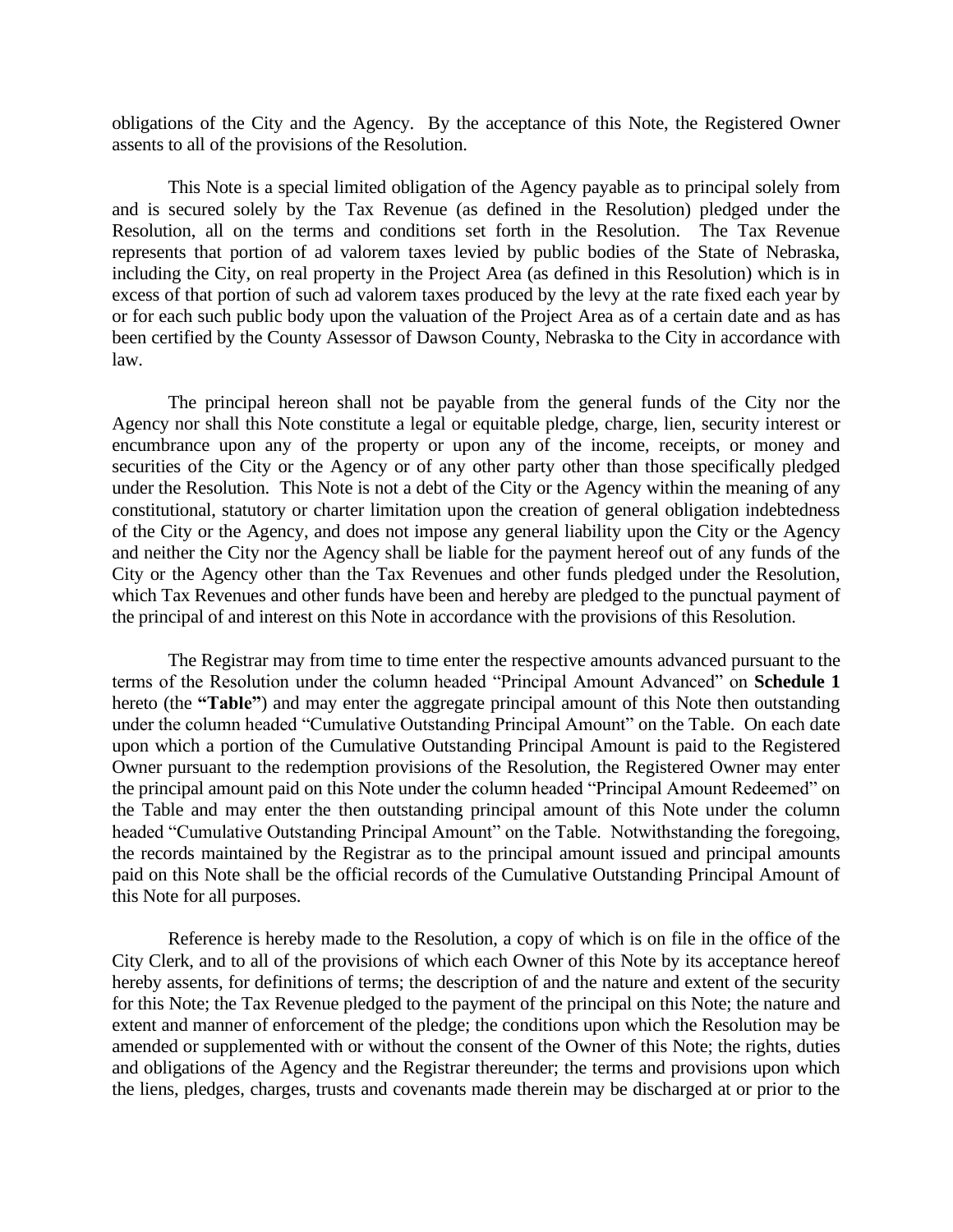obligations of the City and the Agency. By the acceptance of this Note, the Registered Owner assents to all of the provisions of the Resolution.

This Note is a special limited obligation of the Agency payable as to principal solely from and is secured solely by the Tax Revenue (as defined in the Resolution) pledged under the Resolution, all on the terms and conditions set forth in the Resolution. The Tax Revenue represents that portion of ad valorem taxes levied by public bodies of the State of Nebraska, including the City, on real property in the Project Area (as defined in this Resolution) which is in excess of that portion of such ad valorem taxes produced by the levy at the rate fixed each year by or for each such public body upon the valuation of the Project Area as of a certain date and as has been certified by the County Assessor of Dawson County, Nebraska to the City in accordance with law.

The principal hereon shall not be payable from the general funds of the City nor the Agency nor shall this Note constitute a legal or equitable pledge, charge, lien, security interest or encumbrance upon any of the property or upon any of the income, receipts, or money and securities of the City or the Agency or of any other party other than those specifically pledged under the Resolution. This Note is not a debt of the City or the Agency within the meaning of any constitutional, statutory or charter limitation upon the creation of general obligation indebtedness of the City or the Agency, and does not impose any general liability upon the City or the Agency and neither the City nor the Agency shall be liable for the payment hereof out of any funds of the City or the Agency other than the Tax Revenues and other funds pledged under the Resolution, which Tax Revenues and other funds have been and hereby are pledged to the punctual payment of the principal of and interest on this Note in accordance with the provisions of this Resolution.

The Registrar may from time to time enter the respective amounts advanced pursuant to the terms of the Resolution under the column headed "Principal Amount Advanced" on **Schedule 1** hereto (the **"Table"**) and may enter the aggregate principal amount of this Note then outstanding under the column headed "Cumulative Outstanding Principal Amount" on the Table. On each date upon which a portion of the Cumulative Outstanding Principal Amount is paid to the Registered Owner pursuant to the redemption provisions of the Resolution, the Registered Owner may enter the principal amount paid on this Note under the column headed "Principal Amount Redeemed" on the Table and may enter the then outstanding principal amount of this Note under the column headed "Cumulative Outstanding Principal Amount" on the Table. Notwithstanding the foregoing, the records maintained by the Registrar as to the principal amount issued and principal amounts paid on this Note shall be the official records of the Cumulative Outstanding Principal Amount of this Note for all purposes.

Reference is hereby made to the Resolution, a copy of which is on file in the office of the City Clerk, and to all of the provisions of which each Owner of this Note by its acceptance hereof hereby assents, for definitions of terms; the description of and the nature and extent of the security for this Note; the Tax Revenue pledged to the payment of the principal on this Note; the nature and extent and manner of enforcement of the pledge; the conditions upon which the Resolution may be amended or supplemented with or without the consent of the Owner of this Note; the rights, duties and obligations of the Agency and the Registrar thereunder; the terms and provisions upon which the liens, pledges, charges, trusts and covenants made therein may be discharged at or prior to the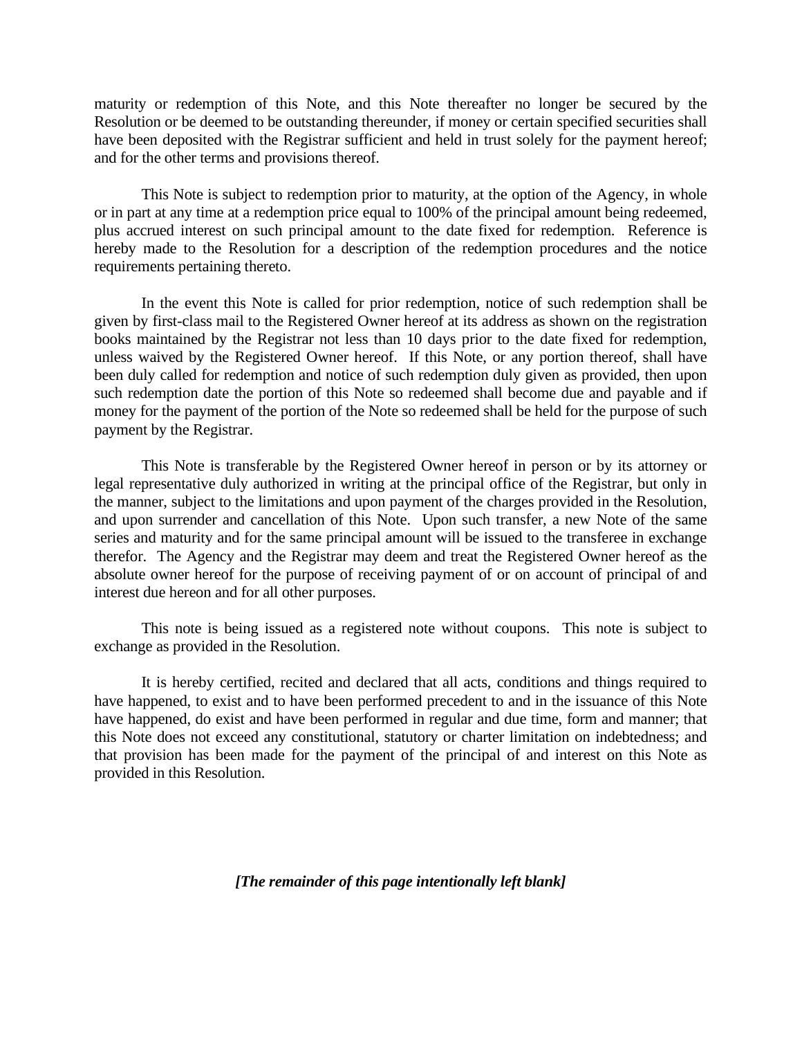maturity or redemption of this Note, and this Note thereafter no longer be secured by the Resolution or be deemed to be outstanding thereunder, if money or certain specified securities shall have been deposited with the Registrar sufficient and held in trust solely for the payment hereof; and for the other terms and provisions thereof.

This Note is subject to redemption prior to maturity, at the option of the Agency, in whole or in part at any time at a redemption price equal to 100% of the principal amount being redeemed, plus accrued interest on such principal amount to the date fixed for redemption. Reference is hereby made to the Resolution for a description of the redemption procedures and the notice requirements pertaining thereto.

In the event this Note is called for prior redemption, notice of such redemption shall be given by first-class mail to the Registered Owner hereof at its address as shown on the registration books maintained by the Registrar not less than 10 days prior to the date fixed for redemption, unless waived by the Registered Owner hereof. If this Note, or any portion thereof, shall have been duly called for redemption and notice of such redemption duly given as provided, then upon such redemption date the portion of this Note so redeemed shall become due and payable and if money for the payment of the portion of the Note so redeemed shall be held for the purpose of such payment by the Registrar.

This Note is transferable by the Registered Owner hereof in person or by its attorney or legal representative duly authorized in writing at the principal office of the Registrar, but only in the manner, subject to the limitations and upon payment of the charges provided in the Resolution, and upon surrender and cancellation of this Note. Upon such transfer, a new Note of the same series and maturity and for the same principal amount will be issued to the transferee in exchange therefor. The Agency and the Registrar may deem and treat the Registered Owner hereof as the absolute owner hereof for the purpose of receiving payment of or on account of principal of and interest due hereon and for all other purposes.

This note is being issued as a registered note without coupons. This note is subject to exchange as provided in the Resolution.

It is hereby certified, recited and declared that all acts, conditions and things required to have happened, to exist and to have been performed precedent to and in the issuance of this Note have happened, do exist and have been performed in regular and due time, form and manner; that this Note does not exceed any constitutional, statutory or charter limitation on indebtedness; and that provision has been made for the payment of the principal of and interest on this Note as provided in this Resolution.

***[The remainder of this page intentionally left blank]***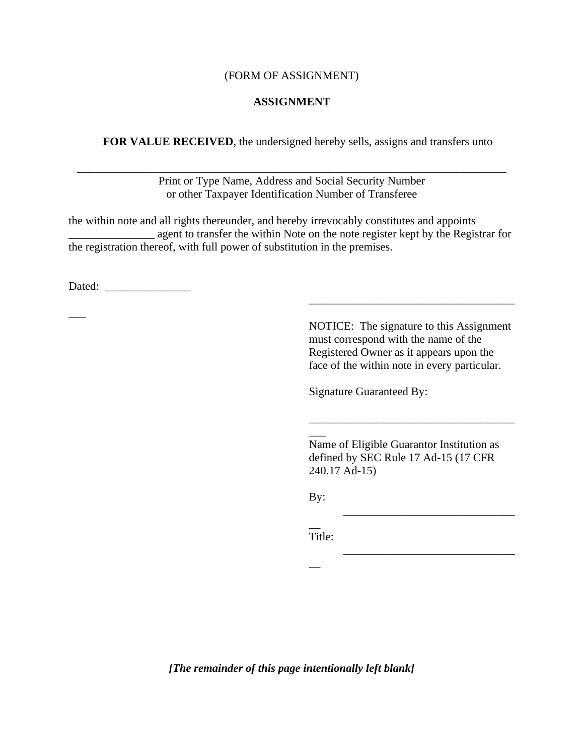(FORM OF ASSIGNMENT)

**ASSIGNMENT**

**FOR VALUE RECEIVED**, the undersigned hereby sells, assigns and transfers unto

_____________________________________________________________________________

Print or Type Name, Address and Social Security Number
or other Taxpayer Identification Number of Transferee

the within note and all rights thereunder, and hereby irrevocably constitutes and appoints _______________ agent to transfer the within Note on the note register kept by the Registrar for the registration thereof, with full power of substitution in the premises.

Dated: _______________

_____________________________________

NOTICE: The signature to this Assignment must correspond with the name of the Registered Owner as it appears upon the face of the within note in every particular.

Signature Guaranteed By:

_____________________________________

Name of Eligible Guarantor Institution as defined by SEC Rule 17 Ad-15 (17 CFR 240.17 Ad-15)

By: _______________________________

Title: _______________________________

*[The remainder of this page intentionally left blank]*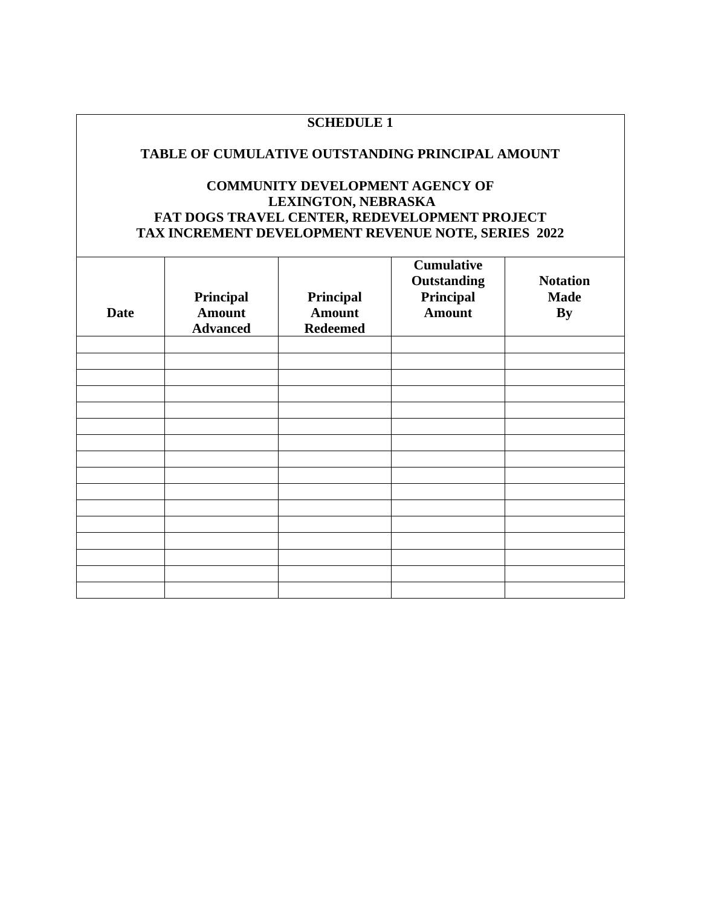**SCHEDULE 1**

**TABLE OF CUMULATIVE OUTSTANDING PRINCIPAL AMOUNT**

**COMMUNITY DEVELOPMENT AGENCY OF LEXINGTON, NEBRASKA FAT DOGS TRAVEL CENTER, REDEVELOPMENT PROJECT TAX INCREMENT DEVELOPMENT REVENUE NOTE, SERIES 2022**

| Date | Principal Amount Advanced | Principal Amount Redeemed | Cumulative Outstanding Principal Amount | Notation Made By |
|---|---|---|---|---|
| | | | | |
| | | | | |
| | | | | |
| | | | | |
| | | | | |
| | | | | |
| | | | | |
| | | | | |
| | | | | |
| | | | | |
| | | | | |
| | | | | |
| | | | | |
| | | | | |
| | | | | |
| | | | | |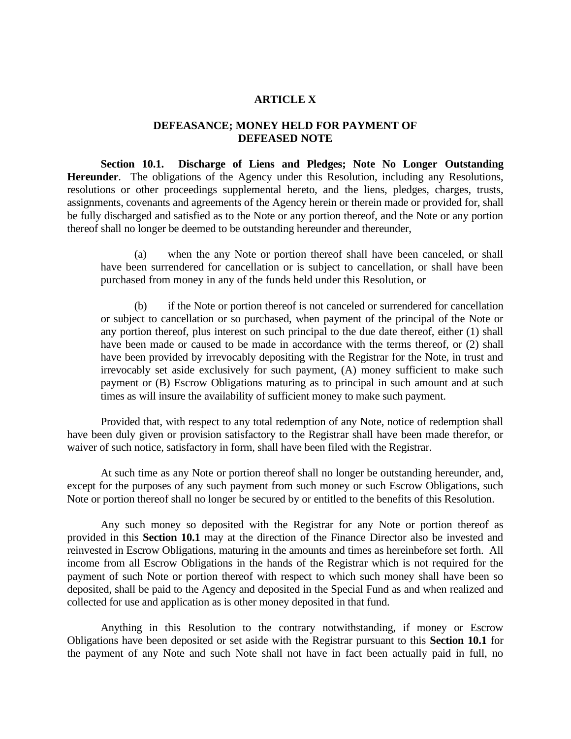# ARTICLE X

## DEFEASANCE; MONEY HELD FOR PAYMENT OF DEFEASED NOTE

**Section 10.1. Discharge of Liens and Pledges; Note No Longer Outstanding Hereunder**. The obligations of the Agency under this Resolution, including any Resolutions, resolutions or other proceedings supplemental hereto, and the liens, pledges, charges, trusts, assignments, covenants and agreements of the Agency herein or therein made or provided for, shall be fully discharged and satisfied as to the Note or any portion thereof, and the Note or any portion thereof shall no longer be deemed to be outstanding hereunder and thereunder,

> (a) when the any Note or portion thereof shall have been canceled, or shall have been surrendered for cancellation or is subject to cancellation, or shall have been purchased from money in any of the funds held under this Resolution, or
>
> (b) if the Note or portion thereof is not canceled or surrendered for cancellation or subject to cancellation or so purchased, when payment of the principal of the Note or any portion thereof, plus interest on such principal to the due date thereof, either (1) shall have been made or caused to be made in accordance with the terms thereof, or (2) shall have been provided by irrevocably depositing with the Registrar for the Note, in trust and irrevocably set aside exclusively for such payment, (A) money sufficient to make such payment or (B) Escrow Obligations maturing as to principal in such amount and at such times as will insure the availability of sufficient money to make such payment.

Provided that, with respect to any total redemption of any Note, notice of redemption shall have been duly given or provision satisfactory to the Registrar shall have been made therefor, or waiver of such notice, satisfactory in form, shall have been filed with the Registrar.

At such time as any Note or portion thereof shall no longer be outstanding hereunder, and, except for the purposes of any such payment from such money or such Escrow Obligations, such Note or portion thereof shall no longer be secured by or entitled to the benefits of this Resolution.

Any such money so deposited with the Registrar for any Note or portion thereof as provided in this **Section 10.1** may at the direction of the Finance Director also be invested and reinvested in Escrow Obligations, maturing in the amounts and times as hereinbefore set forth. All income from all Escrow Obligations in the hands of the Registrar which is not required for the payment of such Note or portion thereof with respect to which such money shall have been so deposited, shall be paid to the Agency and deposited in the Special Fund as and when realized and collected for use and application as is other money deposited in that fund.

Anything in this Resolution to the contrary notwithstanding, if money or Escrow Obligations have been deposited or set aside with the Registrar pursuant to this **Section 10.1** for the payment of any Note and such Note shall not have in fact been actually paid in full, no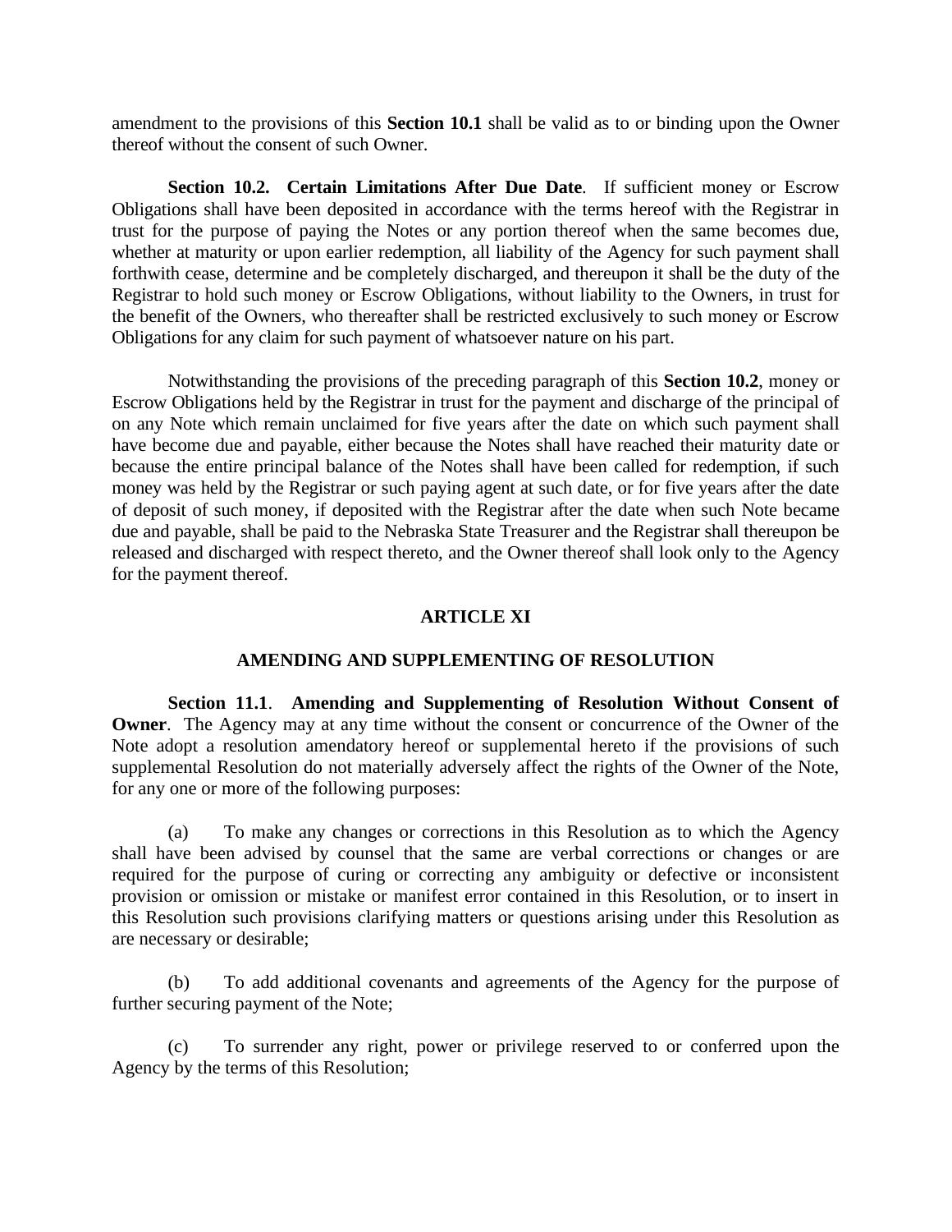amendment to the provisions of this **Section 10.1** shall be valid as to or binding upon the Owner thereof without the consent of such Owner.

**Section 10.2. Certain Limitations After Due Date**. If sufficient money or Escrow Obligations shall have been deposited in accordance with the terms hereof with the Registrar in trust for the purpose of paying the Notes or any portion thereof when the same becomes due, whether at maturity or upon earlier redemption, all liability of the Agency for such payment shall forthwith cease, determine and be completely discharged, and thereupon it shall be the duty of the Registrar to hold such money or Escrow Obligations, without liability to the Owners, in trust for the benefit of the Owners, who thereafter shall be restricted exclusively to such money or Escrow Obligations for any claim for such payment of whatsoever nature on his part.

Notwithstanding the provisions of the preceding paragraph of this **Section 10.2**, money or Escrow Obligations held by the Registrar in trust for the payment and discharge of the principal of on any Note which remain unclaimed for five years after the date on which such payment shall have become due and payable, either because the Notes shall have reached their maturity date or because the entire principal balance of the Notes shall have been called for redemption, if such money was held by the Registrar or such paying agent at such date, or for five years after the date of deposit of such money, if deposited with the Registrar after the date when such Note became due and payable, shall be paid to the Nebraska State Treasurer and the Registrar shall thereupon be released and discharged with respect thereto, and the Owner thereof shall look only to the Agency for the payment thereof.

## ARTICLE XI

## AMENDING AND SUPPLEMENTING OF RESOLUTION

**Section 11.1**. **Amending and Supplementing of Resolution Without Consent of Owner**. The Agency may at any time without the consent or concurrence of the Owner of the Note adopt a resolution amendatory hereof or supplemental hereto if the provisions of such supplemental Resolution do not materially adversely affect the rights of the Owner of the Note, for any one or more of the following purposes:

(a) To make any changes or corrections in this Resolution as to which the Agency shall have been advised by counsel that the same are verbal corrections or changes or are required for the purpose of curing or correcting any ambiguity or defective or inconsistent provision or omission or mistake or manifest error contained in this Resolution, or to insert in this Resolution such provisions clarifying matters or questions arising under this Resolution as are necessary or desirable;

(b) To add additional covenants and agreements of the Agency for the purpose of further securing payment of the Note;

(c) To surrender any right, power or privilege reserved to or conferred upon the Agency by the terms of this Resolution;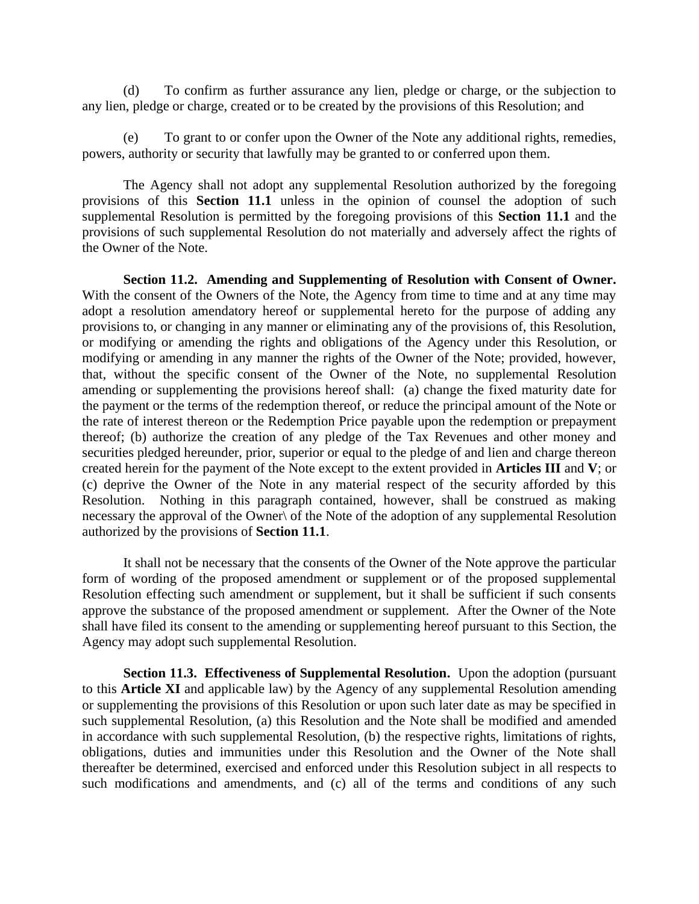(d) To confirm as further assurance any lien, pledge or charge, or the subjection to any lien, pledge or charge, created or to be created by the provisions of this Resolution; and

(e) To grant to or confer upon the Owner of the Note any additional rights, remedies, powers, authority or security that lawfully may be granted to or conferred upon them.

The Agency shall not adopt any supplemental Resolution authorized by the foregoing provisions of this **Section 11.1** unless in the opinion of counsel the adoption of such supplemental Resolution is permitted by the foregoing provisions of this **Section 11.1** and the provisions of such supplemental Resolution do not materially and adversely affect the rights of the Owner of the Note.

**Section 11.2. Amending and Supplementing of Resolution with Consent of Owner.** With the consent of the Owners of the Note, the Agency from time to time and at any time may adopt a resolution amendatory hereof or supplemental hereto for the purpose of adding any provisions to, or changing in any manner or eliminating any of the provisions of, this Resolution, or modifying or amending the rights and obligations of the Agency under this Resolution, or modifying or amending in any manner the rights of the Owner of the Note; provided, however, that, without the specific consent of the Owner of the Note, no supplemental Resolution amending or supplementing the provisions hereof shall: (a) change the fixed maturity date for the payment or the terms of the redemption thereof, or reduce the principal amount of the Note or the rate of interest thereon or the Redemption Price payable upon the redemption or prepayment thereof; (b) authorize the creation of any pledge of the Tax Revenues and other money and securities pledged hereunder, prior, superior or equal to the pledge of and lien and charge thereon created herein for the payment of the Note except to the extent provided in **Articles III** and **V**; or (c) deprive the Owner of the Note in any material respect of the security afforded by this Resolution. Nothing in this paragraph contained, however, shall be construed as making necessary the approval of the Owner\ of the Note of the adoption of any supplemental Resolution authorized by the provisions of **Section 11.1**.

It shall not be necessary that the consents of the Owner of the Note approve the particular form of wording of the proposed amendment or supplement or of the proposed supplemental Resolution effecting such amendment or supplement, but it shall be sufficient if such consents approve the substance of the proposed amendment or supplement. After the Owner of the Note shall have filed its consent to the amending or supplementing hereof pursuant to this Section, the Agency may adopt such supplemental Resolution.

**Section 11.3. Effectiveness of Supplemental Resolution.** Upon the adoption (pursuant to this **Article XI** and applicable law) by the Agency of any supplemental Resolution amending or supplementing the provisions of this Resolution or upon such later date as may be specified in such supplemental Resolution, (a) this Resolution and the Note shall be modified and amended in accordance with such supplemental Resolution, (b) the respective rights, limitations of rights, obligations, duties and immunities under this Resolution and the Owner of the Note shall thereafter be determined, exercised and enforced under this Resolution subject in all respects to such modifications and amendments, and (c) all of the terms and conditions of any such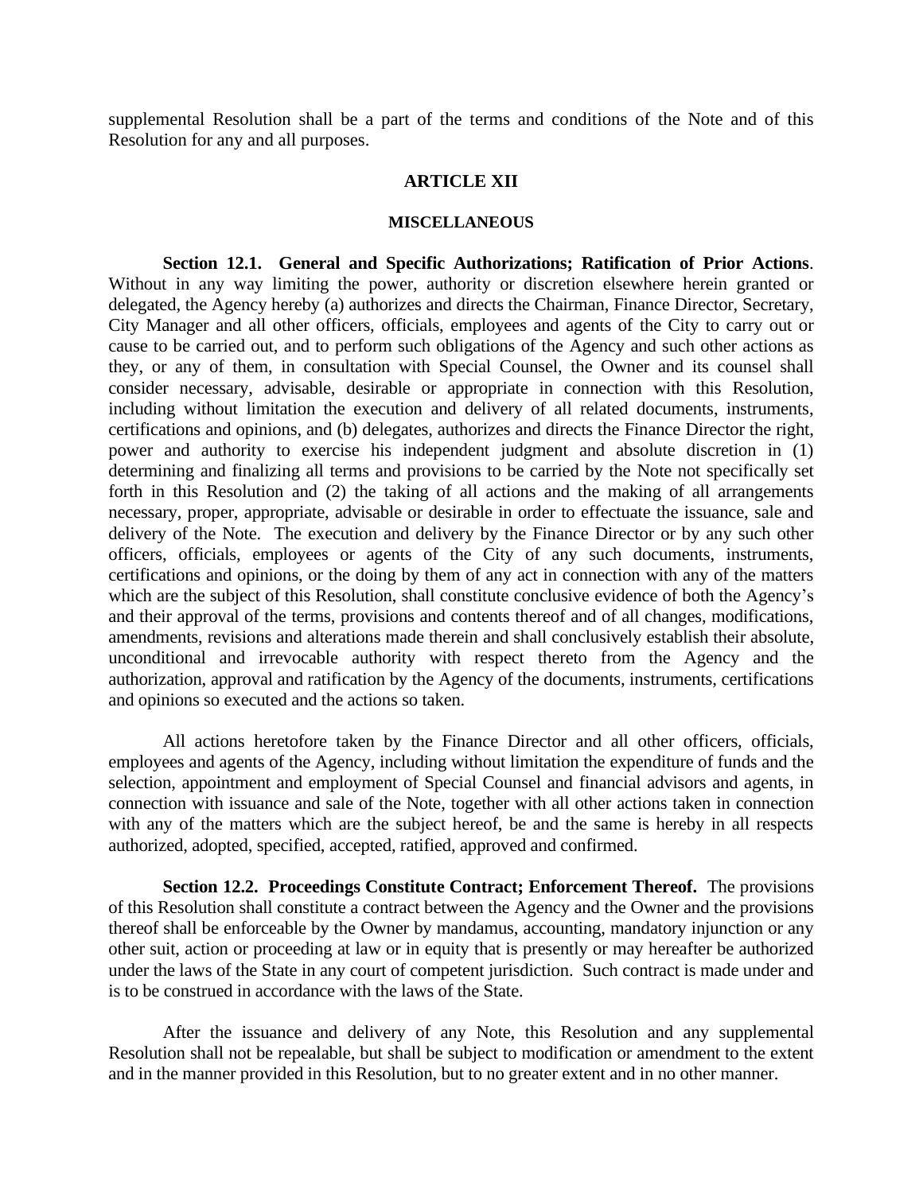supplemental Resolution shall be a part of the terms and conditions of the Note and of this Resolution for any and all purposes.

## ARTICLE XII

### MISCELLANEOUS

**Section 12.1. General and Specific Authorizations; Ratification of Prior Actions**. Without in any way limiting the power, authority or discretion elsewhere herein granted or delegated, the Agency hereby (a) authorizes and directs the Chairman, Finance Director, Secretary, City Manager and all other officers, officials, employees and agents of the City to carry out or cause to be carried out, and to perform such obligations of the Agency and such other actions as they, or any of them, in consultation with Special Counsel, the Owner and its counsel shall consider necessary, advisable, desirable or appropriate in connection with this Resolution, including without limitation the execution and delivery of all related documents, instruments, certifications and opinions, and (b) delegates, authorizes and directs the Finance Director the right, power and authority to exercise his independent judgment and absolute discretion in (1) determining and finalizing all terms and provisions to be carried by the Note not specifically set forth in this Resolution and (2) the taking of all actions and the making of all arrangements necessary, proper, appropriate, advisable or desirable in order to effectuate the issuance, sale and delivery of the Note. The execution and delivery by the Finance Director or by any such other officers, officials, employees or agents of the City of any such documents, instruments, certifications and opinions, or the doing by them of any act in connection with any of the matters which are the subject of this Resolution, shall constitute conclusive evidence of both the Agency's and their approval of the terms, provisions and contents thereof and of all changes, modifications, amendments, revisions and alterations made therein and shall conclusively establish their absolute, unconditional and irrevocable authority with respect thereto from the Agency and the authorization, approval and ratification by the Agency of the documents, instruments, certifications and opinions so executed and the actions so taken.

All actions heretofore taken by the Finance Director and all other officers, officials, employees and agents of the Agency, including without limitation the expenditure of funds and the selection, appointment and employment of Special Counsel and financial advisors and agents, in connection with issuance and sale of the Note, together with all other actions taken in connection with any of the matters which are the subject hereof, be and the same is hereby in all respects authorized, adopted, specified, accepted, ratified, approved and confirmed.

**Section 12.2. Proceedings Constitute Contract; Enforcement Thereof.** The provisions of this Resolution shall constitute a contract between the Agency and the Owner and the provisions thereof shall be enforceable by the Owner by mandamus, accounting, mandatory injunction or any other suit, action or proceeding at law or in equity that is presently or may hereafter be authorized under the laws of the State in any court of competent jurisdiction. Such contract is made under and is to be construed in accordance with the laws of the State.

After the issuance and delivery of any Note, this Resolution and any supplemental Resolution shall not be repealable, but shall be subject to modification or amendment to the extent and in the manner provided in this Resolution, but to no greater extent and in no other manner.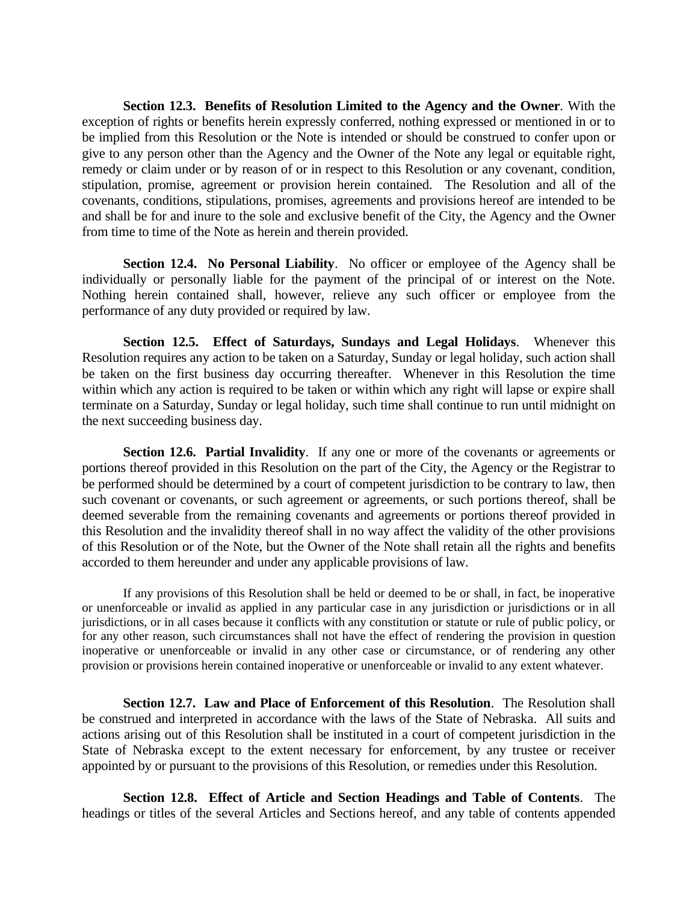**Section 12.3. Benefits of Resolution Limited to the Agency and the Owner**. With the exception of rights or benefits herein expressly conferred, nothing expressed or mentioned in or to be implied from this Resolution or the Note is intended or should be construed to confer upon or give to any person other than the Agency and the Owner of the Note any legal or equitable right, remedy or claim under or by reason of or in respect to this Resolution or any covenant, condition, stipulation, promise, agreement or provision herein contained. The Resolution and all of the covenants, conditions, stipulations, promises, agreements and provisions hereof are intended to be and shall be for and inure to the sole and exclusive benefit of the City, the Agency and the Owner from time to time of the Note as herein and therein provided.

**Section 12.4. No Personal Liability**. No officer or employee of the Agency shall be individually or personally liable for the payment of the principal of or interest on the Note. Nothing herein contained shall, however, relieve any such officer or employee from the performance of any duty provided or required by law.

**Section 12.5. Effect of Saturdays, Sundays and Legal Holidays**. Whenever this Resolution requires any action to be taken on a Saturday, Sunday or legal holiday, such action shall be taken on the first business day occurring thereafter. Whenever in this Resolution the time within which any action is required to be taken or within which any right will lapse or expire shall terminate on a Saturday, Sunday or legal holiday, such time shall continue to run until midnight on the next succeeding business day.

**Section 12.6. Partial Invalidity**. If any one or more of the covenants or agreements or portions thereof provided in this Resolution on the part of the City, the Agency or the Registrar to be performed should be determined by a court of competent jurisdiction to be contrary to law, then such covenant or covenants, or such agreement or agreements, or such portions thereof, shall be deemed severable from the remaining covenants and agreements or portions thereof provided in this Resolution and the invalidity thereof shall in no way affect the validity of the other provisions of this Resolution or of the Note, but the Owner of the Note shall retain all the rights and benefits accorded to them hereunder and under any applicable provisions of law.

If any provisions of this Resolution shall be held or deemed to be or shall, in fact, be inoperative or unenforceable or invalid as applied in any particular case in any jurisdiction or jurisdictions or in all jurisdictions, or in all cases because it conflicts with any constitution or statute or rule of public policy, or for any other reason, such circumstances shall not have the effect of rendering the provision in question inoperative or unenforceable or invalid in any other case or circumstance, or of rendering any other provision or provisions herein contained inoperative or unenforceable or invalid to any extent whatever.

**Section 12.7. Law and Place of Enforcement of this Resolution**. The Resolution shall be construed and interpreted in accordance with the laws of the State of Nebraska. All suits and actions arising out of this Resolution shall be instituted in a court of competent jurisdiction in the State of Nebraska except to the extent necessary for enforcement, by any trustee or receiver appointed by or pursuant to the provisions of this Resolution, or remedies under this Resolution.

**Section 12.8. Effect of Article and Section Headings and Table of Contents**. The headings or titles of the several Articles and Sections hereof, and any table of contents appended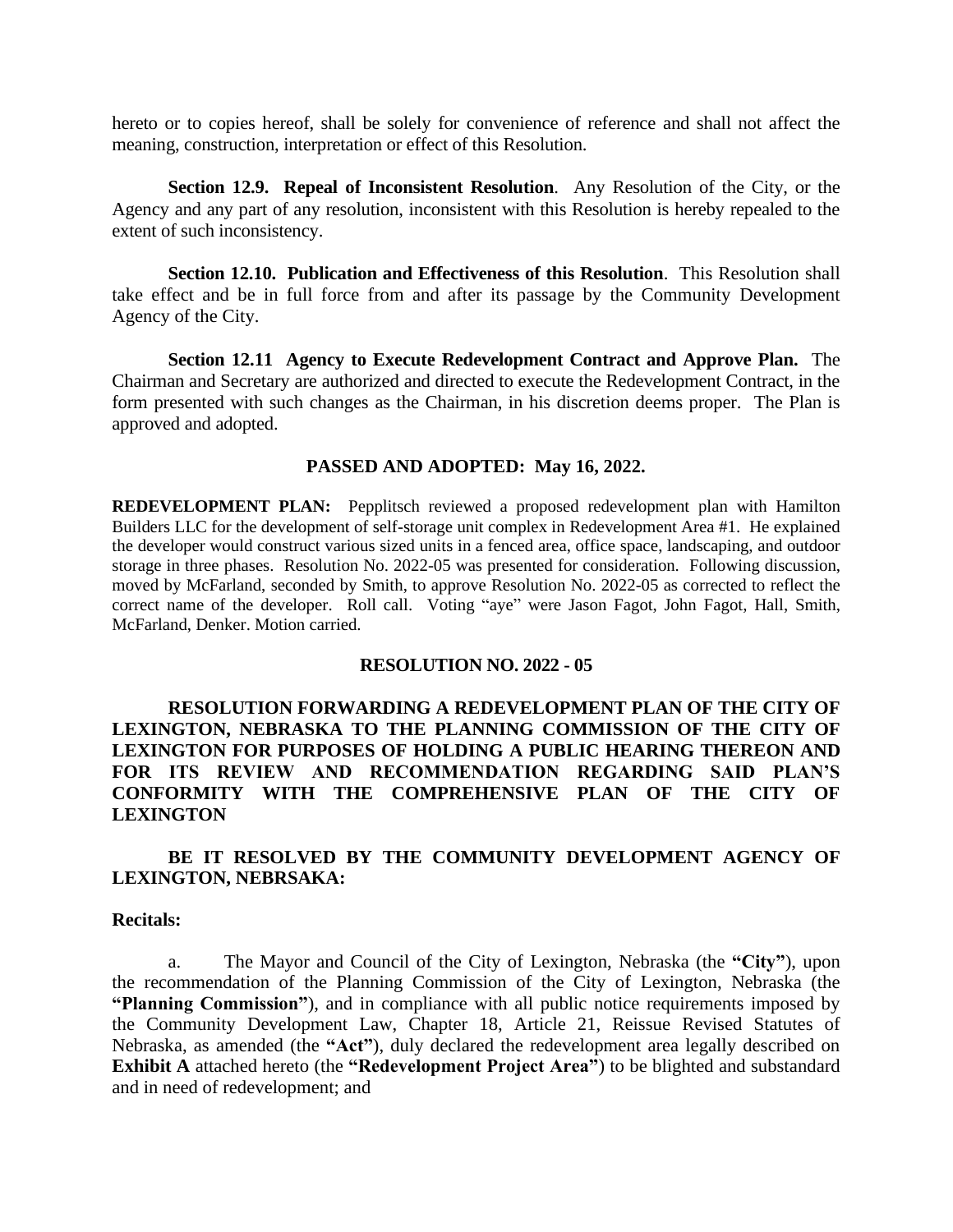hereto or to copies hereof, shall be solely for convenience of reference and shall not affect the meaning, construction, interpretation or effect of this Resolution.

**Section 12.9. Repeal of Inconsistent Resolution**. Any Resolution of the City, or the Agency and any part of any resolution, inconsistent with this Resolution is hereby repealed to the extent of such inconsistency.

**Section 12.10. Publication and Effectiveness of this Resolution**. This Resolution shall take effect and be in full force from and after its passage by the Community Development Agency of the City.

**Section 12.11 Agency to Execute Redevelopment Contract and Approve Plan.** The Chairman and Secretary are authorized and directed to execute the Redevelopment Contract, in the form presented with such changes as the Chairman, in his discretion deems proper. The Plan is approved and adopted.

**PASSED AND ADOPTED: May 16, 2022.**

**REDEVELOPMENT PLAN:** Pepplitsch reviewed a proposed redevelopment plan with Hamilton Builders LLC for the development of self-storage unit complex in Redevelopment Area #1. He explained the developer would construct various sized units in a fenced area, office space, landscaping, and outdoor storage in three phases. Resolution No. 2022-05 was presented for consideration. Following discussion, moved by McFarland, seconded by Smith, to approve Resolution No. 2022-05 as corrected to reflect the correct name of the developer. Roll call. Voting "aye" were Jason Fagot, John Fagot, Hall, Smith, McFarland, Denker. Motion carried.

**RESOLUTION NO. 2022 - 05**

**RESOLUTION FORWARDING A REDEVELOPMENT PLAN OF THE CITY OF LEXINGTON, NEBRASKA TO THE PLANNING COMMISSION OF THE CITY OF LEXINGTON FOR PURPOSES OF HOLDING A PUBLIC HEARING THEREON AND FOR ITS REVIEW AND RECOMMENDATION REGARDING SAID PLAN'S CONFORMITY WITH THE COMPREHENSIVE PLAN OF THE CITY OF LEXINGTON**

**BE IT RESOLVED BY THE COMMUNITY DEVELOPMENT AGENCY OF LEXINGTON, NEBRSAKA:**

**Recitals:**

a. The Mayor and Council of the City of Lexington, Nebraska (the **"City"**), upon the recommendation of the Planning Commission of the City of Lexington, Nebraska (the **"Planning Commission"**), and in compliance with all public notice requirements imposed by the Community Development Law, Chapter 18, Article 21, Reissue Revised Statutes of Nebraska, as amended (the **"Act"**), duly declared the redevelopment area legally described on **Exhibit A** attached hereto (the **"Redevelopment Project Area"**) to be blighted and substandard and in need of redevelopment; and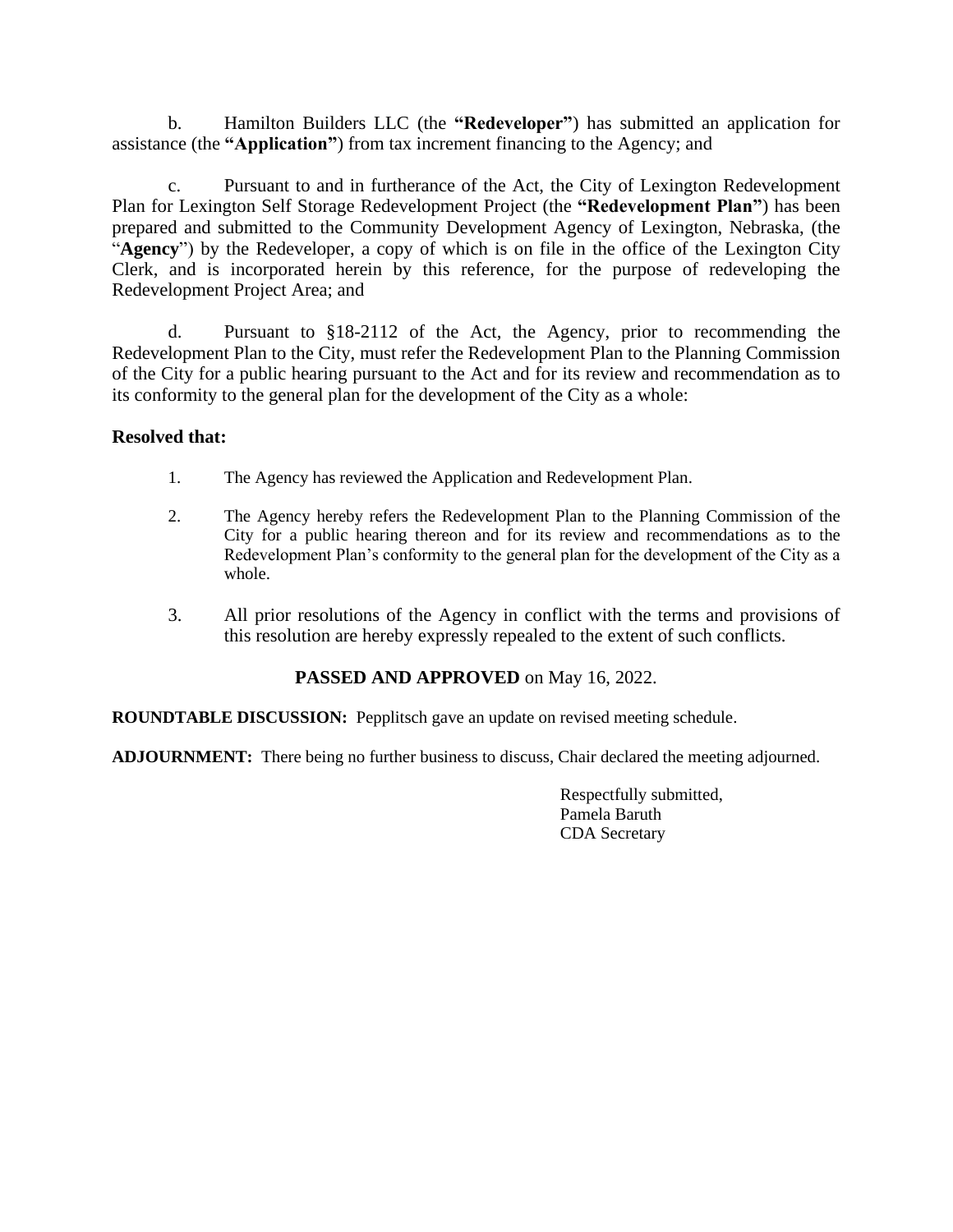b. Hamilton Builders LLC (the **"Redeveloper"**) has submitted an application for assistance (the **"Application"**) from tax increment financing to the Agency; and

c. Pursuant to and in furtherance of the Act, the City of Lexington Redevelopment Plan for Lexington Self Storage Redevelopment Project (the **"Redevelopment Plan"**) has been prepared and submitted to the Community Development Agency of Lexington, Nebraska, (the "**Agency**") by the Redeveloper, a copy of which is on file in the office of the Lexington City Clerk, and is incorporated herein by this reference, for the purpose of redeveloping the Redevelopment Project Area; and

d. Pursuant to §18-2112 of the Act, the Agency, prior to recommending the Redevelopment Plan to the City, must refer the Redevelopment Plan to the Planning Commission of the City for a public hearing pursuant to the Act and for its review and recommendation as to its conformity to the general plan for the development of the City as a whole:

**Resolved that:**

1. The Agency has reviewed the Application and Redevelopment Plan.
2. The Agency hereby refers the Redevelopment Plan to the Planning Commission of the City for a public hearing thereon and for its review and recommendations as to the Redevelopment Plan's conformity to the general plan for the development of the City as a whole.
3. All prior resolutions of the Agency in conflict with the terms and provisions of this resolution are hereby expressly repealed to the extent of such conflicts.

**PASSED AND APPROVED** on May 16, 2022.

**ROUNDTABLE DISCUSSION:** Pepplitsch gave an update on revised meeting schedule.

**ADJOURNMENT:** There being no further business to discuss, Chair declared the meeting adjourned.

Respectfully submitted,
Pamela Baruth
CDA Secretary